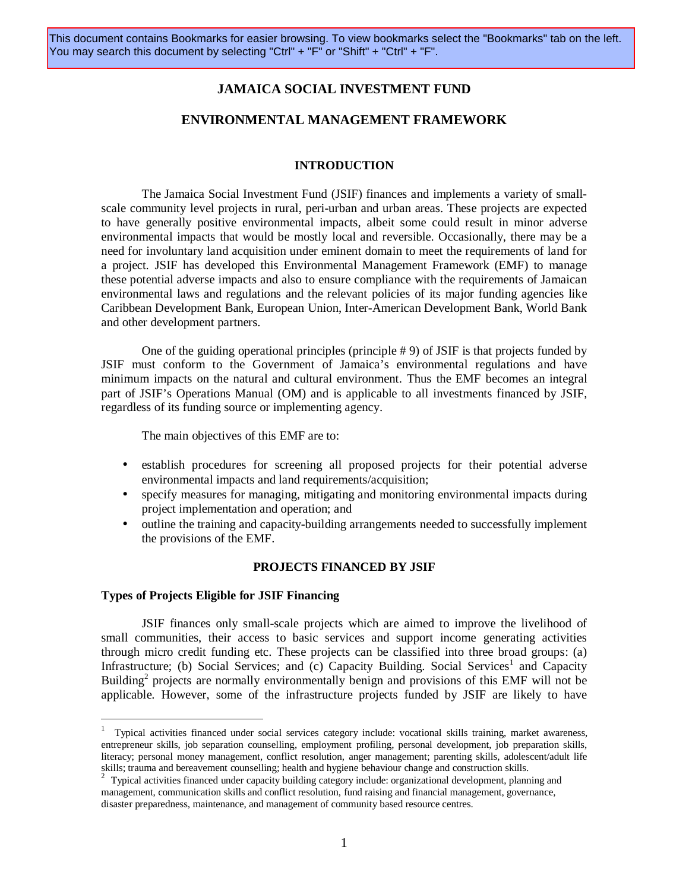This document contains Bookmarks for easier browsing. To view bookmarks select the "Bookmarks" tab on the left. You may search this document by selecting "Ctrl" + "F" or "Shift" + "Ctrl" + "F".

# JAMAICA SOCIAL INVESTMENT FUND

# ENVIRONMENTAL MANAGEMENT FRAMEWORK

## INTRODUCTION

The Jamaica Social Investment Fund (JSIF) finances and implements a variety of small-scale community level projects in rural, peri-urban and urban areas. These projects are expected to have generally positive environmental impacts, albeit some could result in minor adverse environmental impacts that would be mostly local and reversible. Occasionally, there may be a need for involuntary land acquisition under eminent domain to meet the requirements of land for a project. JSIF has developed this Environmental Management Framework (EMF) to manage these potential adverse impacts and also to ensure compliance with the requirements of Jamaican environmental laws and regulations and the relevant policies of its major funding agencies like Caribbean Development Bank, European Union, Inter-American Development Bank, World Bank and other development partners.

One of the guiding operational principles (principle # 9) of JSIF is that projects funded by JSIF must conform to the Government of Jamaica's environmental regulations and have minimum impacts on the natural and cultural environment. Thus the EMF becomes an integral part of JSIF's Operations Manual (OM) and is applicable to all investments financed by JSIF, regardless of its funding source or implementing agency.

The main objectives of this EMF are to:

- establish procedures for screening all proposed projects for their potential adverse environmental impacts and land requirements/acquisition;
- specify measures for managing, mitigating and monitoring environmental impacts during project implementation and operation; and
- outline the training and capacity-building arrangements needed to successfully implement the provisions of the EMF.

## PROJECTS FINANCED BY JSIF

### Types of Projects Eligible for JSIF Financing

JSIF finances only small-scale projects which are aimed to improve the livelihood of small communities, their access to basic services and support income generating activities through micro credit funding etc. These projects can be classified into three broad groups: (a) Infrastructure; (b) Social Services; and (c) Capacity Building. Social Services[1] and Capacity Building[2] projects are normally environmentally benign and provisions of this EMF will not be applicable. However, some of the infrastructure projects funded by JSIF are likely to have

---

[1] Typical activities financed under social services category include: vocational skills training, market awareness, entrepreneur skills, job separation counselling, employment profiling, personal development, job preparation skills, literacy; personal money management, conflict resolution, anger management; parenting skills, adolescent/adult life skills; trauma and bereavement counselling; health and hygiene behaviour change and construction skills.

[2] Typical activities financed under capacity building category include: organizational development, planning and management, communication skills and conflict resolution, fund raising and financial management, governance, disaster preparedness, maintenance, and management of community based resource centres.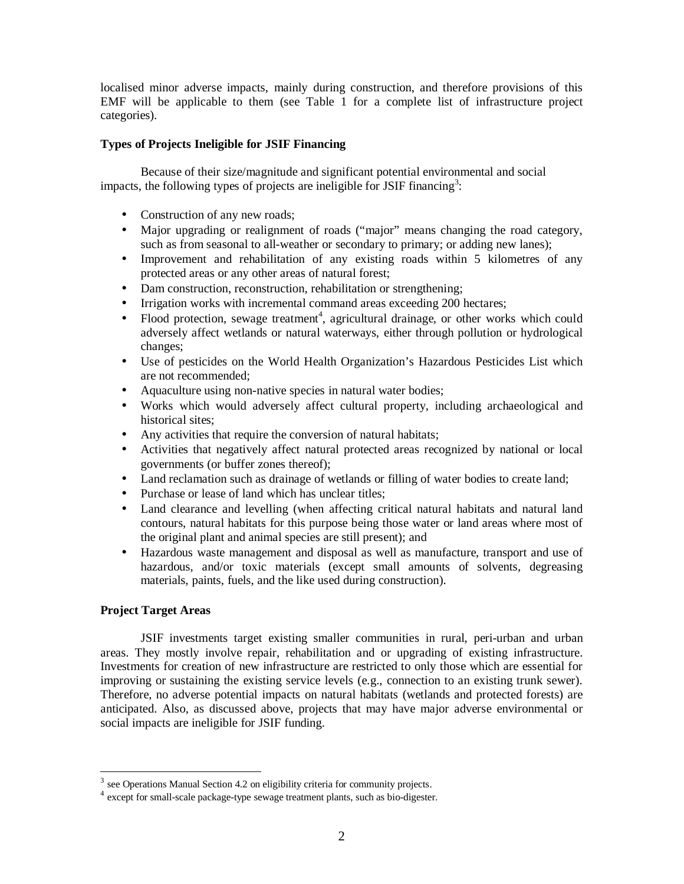localised minor adverse impacts, mainly during construction, and therefore provisions of this EMF will be applicable to them (see Table 1 for a complete list of infrastructure project categories).

**Types of Projects Ineligible for JSIF Financing**

Because of their size/magnitude and significant potential environmental and social impacts, the following types of projects are ineligible for JSIF financing[3]:

- Construction of any new roads;
- Major upgrading or realignment of roads ("major" means changing the road category, such as from seasonal to all-weather or secondary to primary; or adding new lanes);
- Improvement and rehabilitation of any existing roads within 5 kilometres of any protected areas or any other areas of natural forest;
- Dam construction, reconstruction, rehabilitation or strengthening;
- Irrigation works with incremental command areas exceeding 200 hectares;
- Flood protection, sewage treatment[4], agricultural drainage, or other works which could adversely affect wetlands or natural waterways, either through pollution or hydrological changes;
- Use of pesticides on the World Health Organization's Hazardous Pesticides List which are not recommended;
- Aquaculture using non-native species in natural water bodies;
- Works which would adversely affect cultural property, including archaeological and historical sites;
- Any activities that require the conversion of natural habitats;
- Activities that negatively affect natural protected areas recognized by national or local governments (or buffer zones thereof);
- Land reclamation such as drainage of wetlands or filling of water bodies to create land;
- Purchase or lease of land which has unclear titles;
- Land clearance and levelling (when affecting critical natural habitats and natural land contours, natural habitats for this purpose being those water or land areas where most of the original plant and animal species are still present); and
- Hazardous waste management and disposal as well as manufacture, transport and use of hazardous, and/or toxic materials (except small amounts of solvents, degreasing materials, paints, fuels, and the like used during construction).

**Project Target Areas**

JSIF investments target existing smaller communities in rural, peri-urban and urban areas. They mostly involve repair, rehabilitation and or upgrading of existing infrastructure. Investments for creation of new infrastructure are restricted to only those which are essential for improving or sustaining the existing service levels (e.g., connection to an existing trunk sewer). Therefore, no adverse potential impacts on natural habitats (wetlands and protected forests) are anticipated. Also, as discussed above, projects that may have major adverse environmental or social impacts are ineligible for JSIF funding.

---

[3] see Operations Manual Section 4.2 on eligibility criteria for community projects.

[4] except for small-scale package-type sewage treatment plants, such as bio-digester.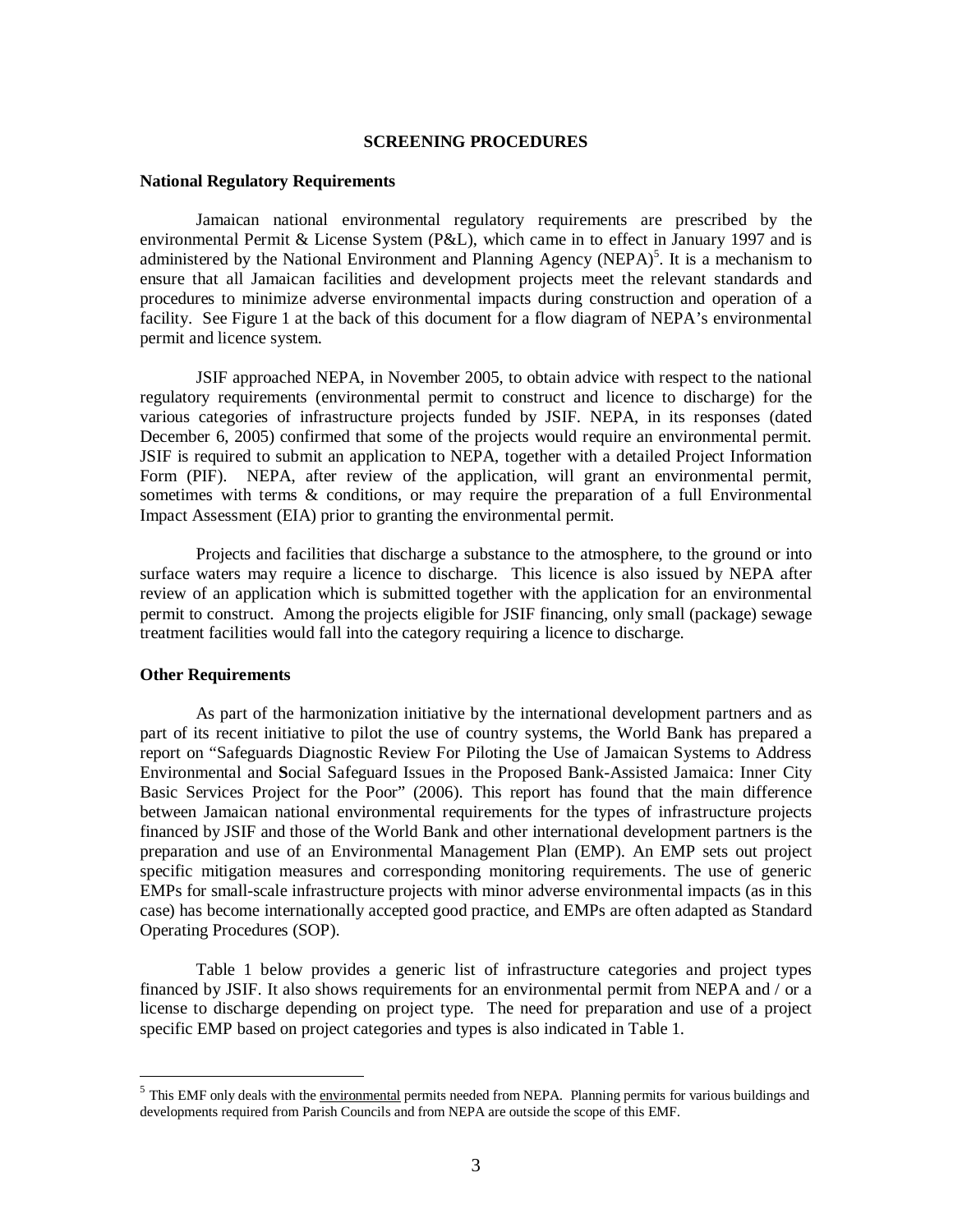# SCREENING PROCEDURES

## National Regulatory Requirements

Jamaican national environmental regulatory requirements are prescribed by the environmental Permit & License System (P&L), which came in to effect in January 1997 and is administered by the National Environment and Planning Agency (NEPA)[5]. It is a mechanism to ensure that all Jamaican facilities and development projects meet the relevant standards and procedures to minimize adverse environmental impacts during construction and operation of a facility. See Figure 1 at the back of this document for a flow diagram of NEPA's environmental permit and licence system.

JSIF approached NEPA, in November 2005, to obtain advice with respect to the national regulatory requirements (environmental permit to construct and licence to discharge) for the various categories of infrastructure projects funded by JSIF. NEPA, in its responses (dated December 6, 2005) confirmed that some of the projects would require an environmental permit. JSIF is required to submit an application to NEPA, together with a detailed Project Information Form (PIF). NEPA, after review of the application, will grant an environmental permit, sometimes with terms & conditions, or may require the preparation of a full Environmental Impact Assessment (EIA) prior to granting the environmental permit.

Projects and facilities that discharge a substance to the atmosphere, to the ground or into surface waters may require a licence to discharge. This licence is also issued by NEPA after review of an application which is submitted together with the application for an environmental permit to construct. Among the projects eligible for JSIF financing, only small (package) sewage treatment facilities would fall into the category requiring a licence to discharge.

## Other Requirements

As part of the harmonization initiative by the international development partners and as part of its recent initiative to pilot the use of country systems, the World Bank has prepared a report on "Safeguards Diagnostic Review For Piloting the Use of Jamaican Systems to Address Environmental and **S**ocial Safeguard Issues in the Proposed Bank-Assisted Jamaica: Inner City Basic Services Project for the Poor" (2006). This report has found that the main difference between Jamaican national environmental requirements for the types of infrastructure projects financed by JSIF and those of the World Bank and other international development partners is the preparation and use of an Environmental Management Plan (EMP). An EMP sets out project specific mitigation measures and corresponding monitoring requirements. The use of generic EMPs for small-scale infrastructure projects with minor adverse environmental impacts (as in this case) has become internationally accepted good practice, and EMPs are often adapted as Standard Operating Procedures (SOP).

Table 1 below provides a generic list of infrastructure categories and project types financed by JSIF. It also shows requirements for an environmental permit from NEPA and / or a license to discharge depending on project type. The need for preparation and use of a project specific EMP based on project categories and types is also indicated in Table 1.

---

[5] This EMF only deals with the environmental permits needed from NEPA. Planning permits for various buildings and developments required from Parish Councils and from NEPA are outside the scope of this EMF.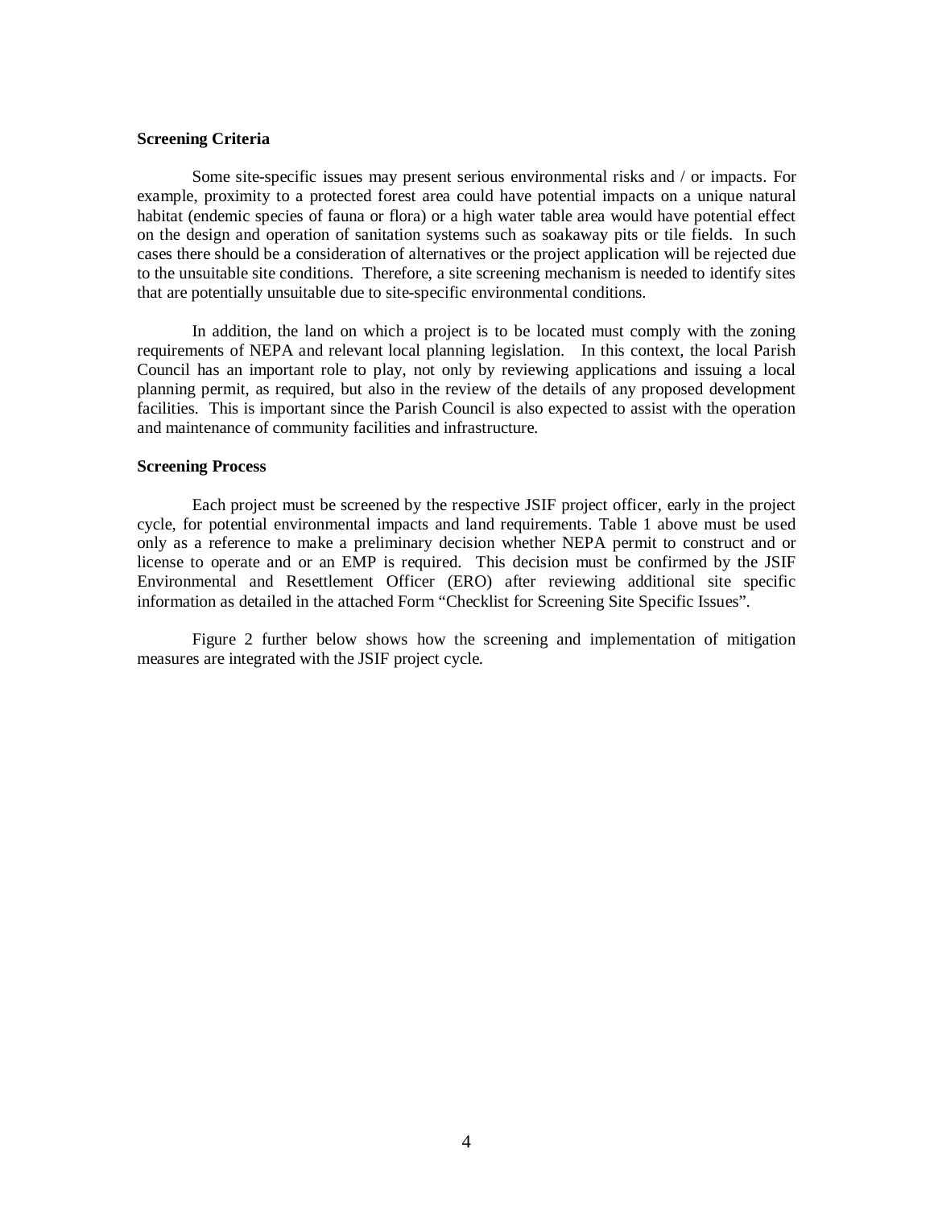**Screening Criteria**

Some site-specific issues may present serious environmental risks and / or impacts. For example, proximity to a protected forest area could have potential impacts on a unique natural habitat (endemic species of fauna or flora) or a high water table area would have potential effect on the design and operation of sanitation systems such as soakaway pits or tile fields. In such cases there should be a consideration of alternatives or the project application will be rejected due to the unsuitable site conditions. Therefore, a site screening mechanism is needed to identify sites that are potentially unsuitable due to site-specific environmental conditions.

In addition, the land on which a project is to be located must comply with the zoning requirements of NEPA and relevant local planning legislation. In this context, the local Parish Council has an important role to play, not only by reviewing applications and issuing a local planning permit, as required, but also in the review of the details of any proposed development facilities. This is important since the Parish Council is also expected to assist with the operation and maintenance of community facilities and infrastructure.

**Screening Process**

Each project must be screened by the respective JSIF project officer, early in the project cycle, for potential environmental impacts and land requirements. Table 1 above must be used only as a reference to make a preliminary decision whether NEPA permit to construct and or license to operate and or an EMP is required. This decision must be confirmed by the JSIF Environmental and Resettlement Officer (ERO) after reviewing additional site specific information as detailed in the attached Form "Checklist for Screening Site Specific Issues".

Figure 2 further below shows how the screening and implementation of mitigation measures are integrated with the JSIF project cycle.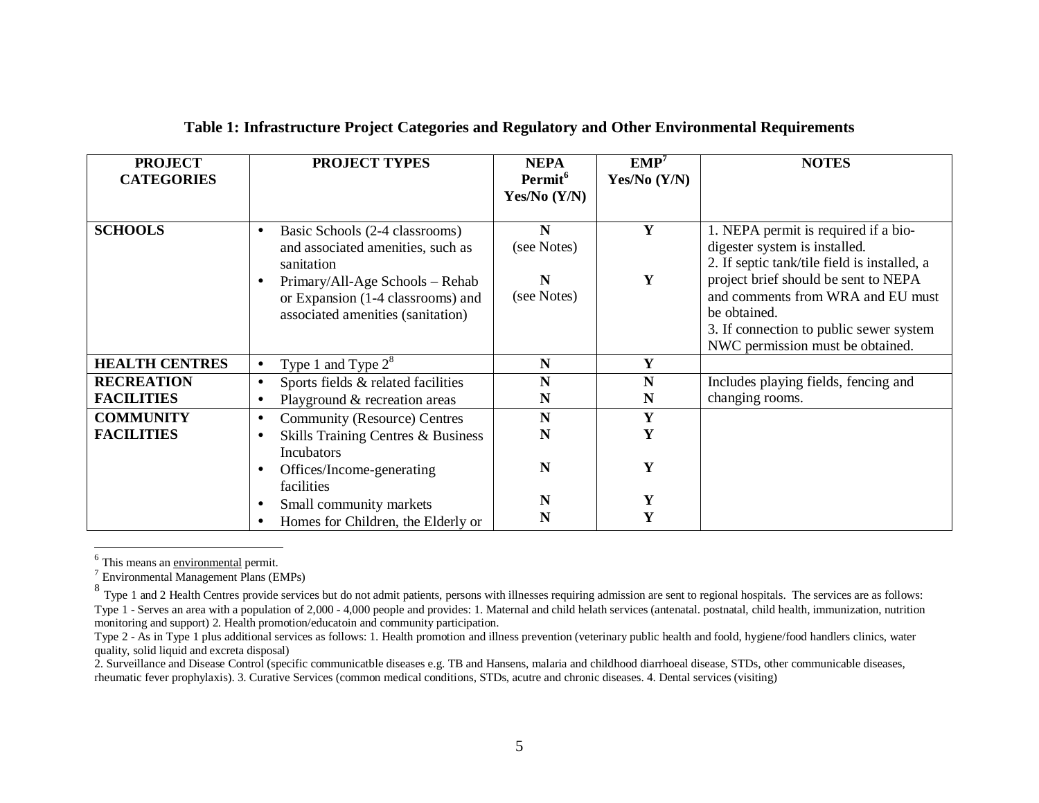**Table 1: Infrastructure Project Categories and Regulatory and Other Environmental Requirements**

| PROJECT CATEGORIES | PROJECT TYPES | NEPA Permit[6] Yes/No (Y/N) | EMP[7] Yes/No (Y/N) | NOTES |
|---|---|---|---|---|
| **SCHOOLS** | • Basic Schools (2-4 classrooms) and associated amenities, such as sanitation | **N** (see Notes) | **Y** | 1. NEPA permit is required if a bio-digester system is installed. 2. If septic tank/tile field is installed, a project brief should be sent to NEPA and comments from WRA and EU must be obtained. 3. If connection to public sewer system NWC permission must be obtained. |
| | • Primary/All-Age Schools – Rehab or Expansion (1-4 classrooms) and associated amenities (sanitation) | **N** (see Notes) | **Y** | |
| **HEALTH CENTRES** | • Type 1 and Type 2[8] | **N** | **Y** | |
| **RECREATION FACILITIES** | • Sports fields & related facilities | **N** | **N** | Includes playing fields, fencing and changing rooms. |
| | • Playground & recreation areas | **N** | **N** | |
| **COMMUNITY FACILITIES** | • Community (Resource) Centres | **N** | **Y** | |
| | • Skills Training Centres & Business Incubators | **N** | **Y** | |
| | • Offices/Income-generating facilities | **N** | **Y** | |
| | • Small community markets | **N** | **Y** | |
| | • Homes for Children, the Elderly or | **N** | **Y** | |

[6] This means an environmental permit.

[7] Environmental Management Plans (EMPs)

[8] Type 1 and 2 Health Centres provide services but do not admit patients, persons with illnesses requiring admission are sent to regional hospitals. The services are as follows: Type 1 - Serves an area with a population of 2,000 - 4,000 people and provides: 1. Maternal and child helath services (antenatal. postnatal, child health, immunization, nutrition monitoring and support) 2. Health promotion/educatoin and community participation.

Type 2 - As in Type 1 plus additional services as follows: 1. Health promotion and illness prevention (veterinary public health and foold, hygiene/food handlers clinics, water quality, solid liquid and excreta disposal)

2. Surveillance and Disease Control (specific communicatble diseases e.g. TB and Hansens, malaria and childhood diarrhoeal disease, STDs, other communicable diseases, rheumatic fever prophylaxis). 3. Curative Services (common medical conditions, STDs, acutre and chronic diseases. 4. Dental services (visiting)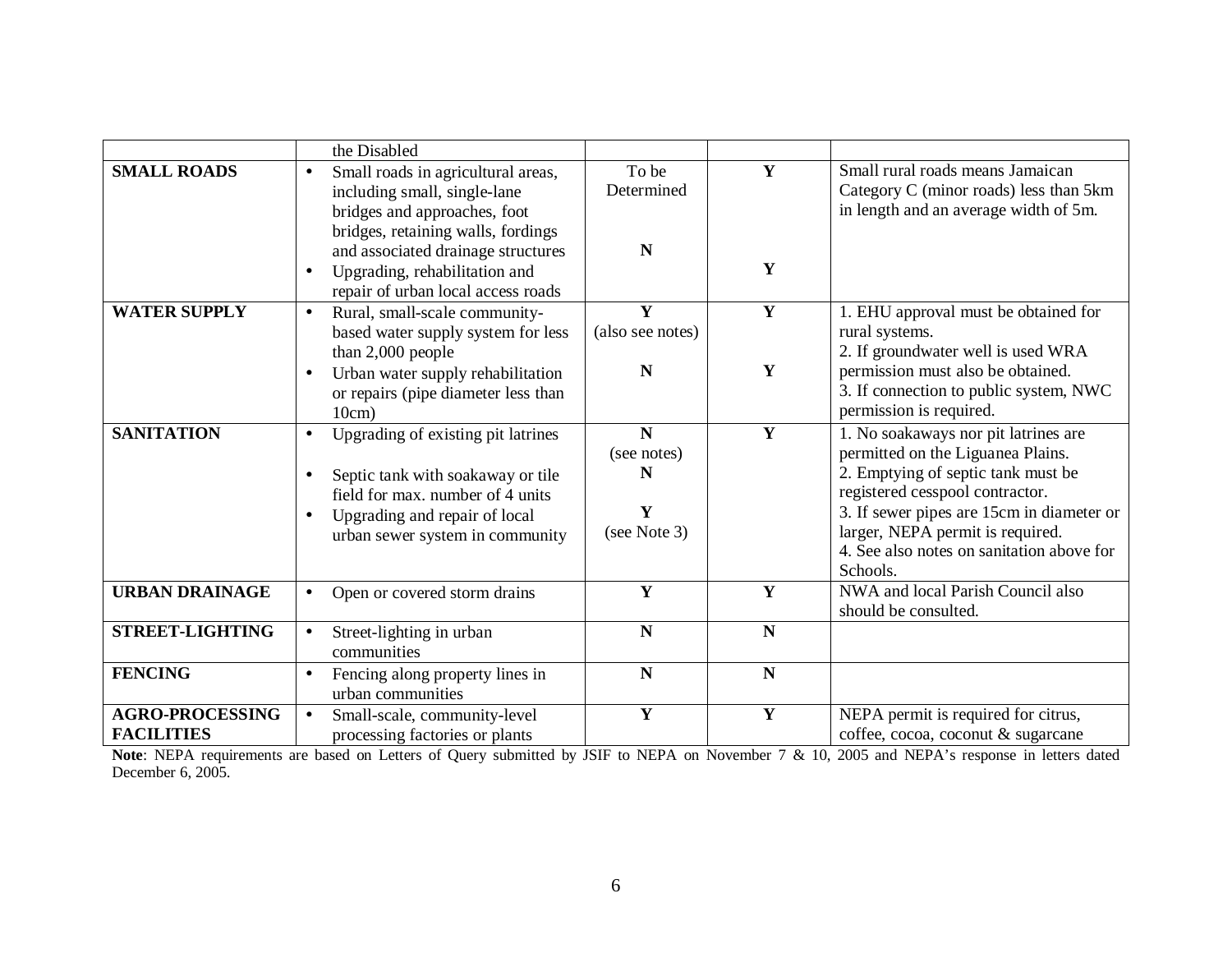| | | | | |
|---|---|---|---|---|
| | the Disabled | | | |
| **SMALL ROADS** | • Small roads in agricultural areas, including small, single-lane bridges and approaches, foot bridges, retaining walls, fordings and associated drainage structures<br>• Upgrading, rehabilitation and repair of urban local access roads | To be Determined<br><br>**N** | **Y**<br><br>**Y** | Small rural roads means Jamaican Category C (minor roads) less than 5km in length and an average width of 5m. |
| **WATER SUPPLY** | • Rural, small-scale community-based water supply system for less than 2,000 people<br>• Urban water supply rehabilitation or repairs (pipe diameter less than 10cm) | **Y** (also see notes)<br><br>**N** | **Y**<br><br>**Y** | 1. EHU approval must be obtained for rural systems.<br>2. If groundwater well is used WRA permission must also be obtained.<br>3. If connection to public system, NWC permission is required. |
| **SANITATION** | • Upgrading of existing pit latrines<br>• Septic tank with soakaway or tile field for max. number of 4 units<br>• Upgrading and repair of local urban sewer system in community | **N** (see notes)<br>**N**<br>**Y** (see Note 3) | **Y** | 1. No soakaways nor pit latrines are permitted on the Liguanea Plains.<br>2. Emptying of septic tank must be registered cesspool contractor.<br>3. If sewer pipes are 15cm in diameter or larger, NEPA permit is required.<br>4. See also notes on sanitation above for Schools. |
| **URBAN DRAINAGE** | • Open or covered storm drains | **Y** | **Y** | NWA and local Parish Council also should be consulted. |
| **STREET-LIGHTING** | • Street-lighting in urban communities | **N** | **N** | |
| **FENCING** | • Fencing along property lines in urban communities | **N** | **N** | |
| **AGRO-PROCESSING FACILITIES** | • Small-scale, community-level processing factories or plants | **Y** | **Y** | NEPA permit is required for citrus, coffee, cocoa, coconut & sugarcane |

**Note**: NEPA requirements are based on Letters of Query submitted by JSIF to NEPA on November 7 & 10, 2005 and NEPA's response in letters dated December 6, 2005.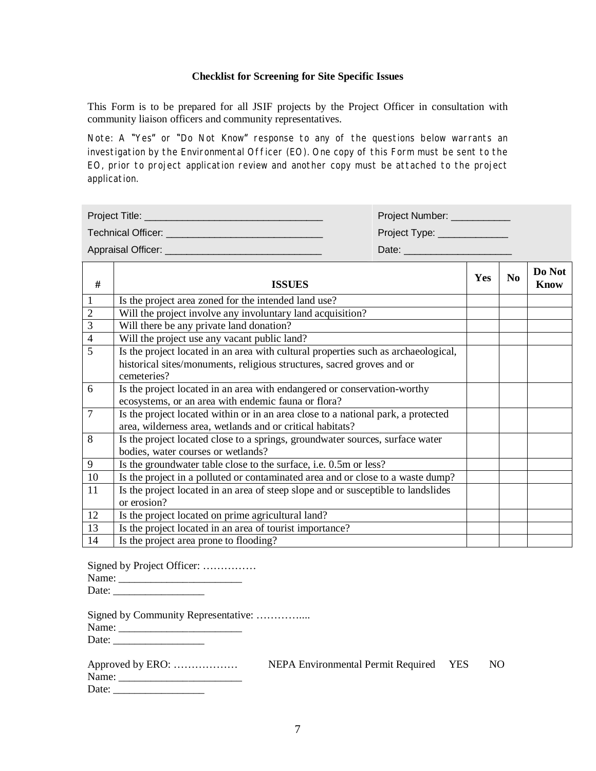### Checklist for Screening for Site Specific Issues

This Form is to be prepared for all JSIF projects by the Project Officer in consultation with community liaison officers and community representatives.

Note: A "Yes" or "Do Not Know" response to any of the questions below warrants an investigation by the Environmental Officer (EO). One copy of this Form must be sent to the EO, prior to project application review and another copy must be attached to the project application.

| | |
|---|---|
| Project Title: ______________________________ | Project Number: __________ |
| Technical Officer: ___________________________ | Project Type: ____________ |
| Appraisal Officer: ___________________________ | Date: ___________________ |

| # | ISSUES | Yes | No | Do Not Know |
|---|---|---|---|---|
| 1 | Is the project area zoned for the intended land use? | | | |
| 2 | Will the project involve any involuntary land acquisition? | | | |
| 3 | Will there be any private land donation? | | | |
| 4 | Will the project use any vacant public land? | | | |
| 5 | Is the project located in an area with cultural properties such as archaeological, historical sites/monuments, religious structures, sacred groves and or cemeteries? | | | |
| 6 | Is the project located in an area with endangered or conservation-worthy ecosystems, or an area with endemic fauna or flora? | | | |
| 7 | Is the project located within or in an area close to a national park, a protected area, wilderness area, wetlands and or critical habitats? | | | |
| 8 | Is the project located close to a springs, groundwater sources, surface water bodies, water courses or wetlands? | | | |
| 9 | Is the groundwater table close to the surface, i.e. 0.5m or less? | | | |
| 10 | Is the project in a polluted or contaminated area and or close to a waste dump? | | | |
| 11 | Is the project located in an area of steep slope and or susceptible to landslides or erosion? | | | |
| 12 | Is the project located on prime agricultural land? | | | |
| 13 | Is the project located in an area of tourist importance? | | | |
| 14 | Is the project area prone to flooding? | | | |

Signed by Project Officer: ……………
Name: ______________________
Date: ________________

Signed by Community Representative: …………....
Name: ______________________
Date: ________________

Approved by ERO: ……………… NEPA Environmental Permit Required YES NO
Name: ______________________
Date: ________________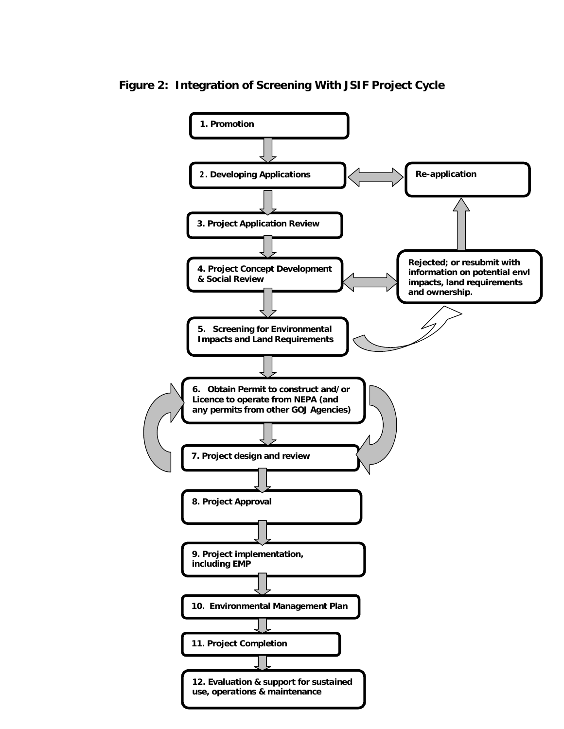**Figure 2: Integration of Screening With JSIF Project Cycle**

1. Promotion
2. Developing Applications
3. Project Application Review
4. Project Concept Development & Social Review
5. Screening for Environmental Impacts and Land Requirements
6. Obtain Permit to construct and/or Licence to operate from NEPA (and any permits from other GOJ Agencies)
7. Project design and review
8. Project Approval
9. Project implementation, including EMP
10. Environmental Management Plan
11. Project Completion
12. Evaluation & support for sustained use, operations & maintenance

Re-application

Rejected; or resubmit with information on potential envl impacts, land requirements and ownership.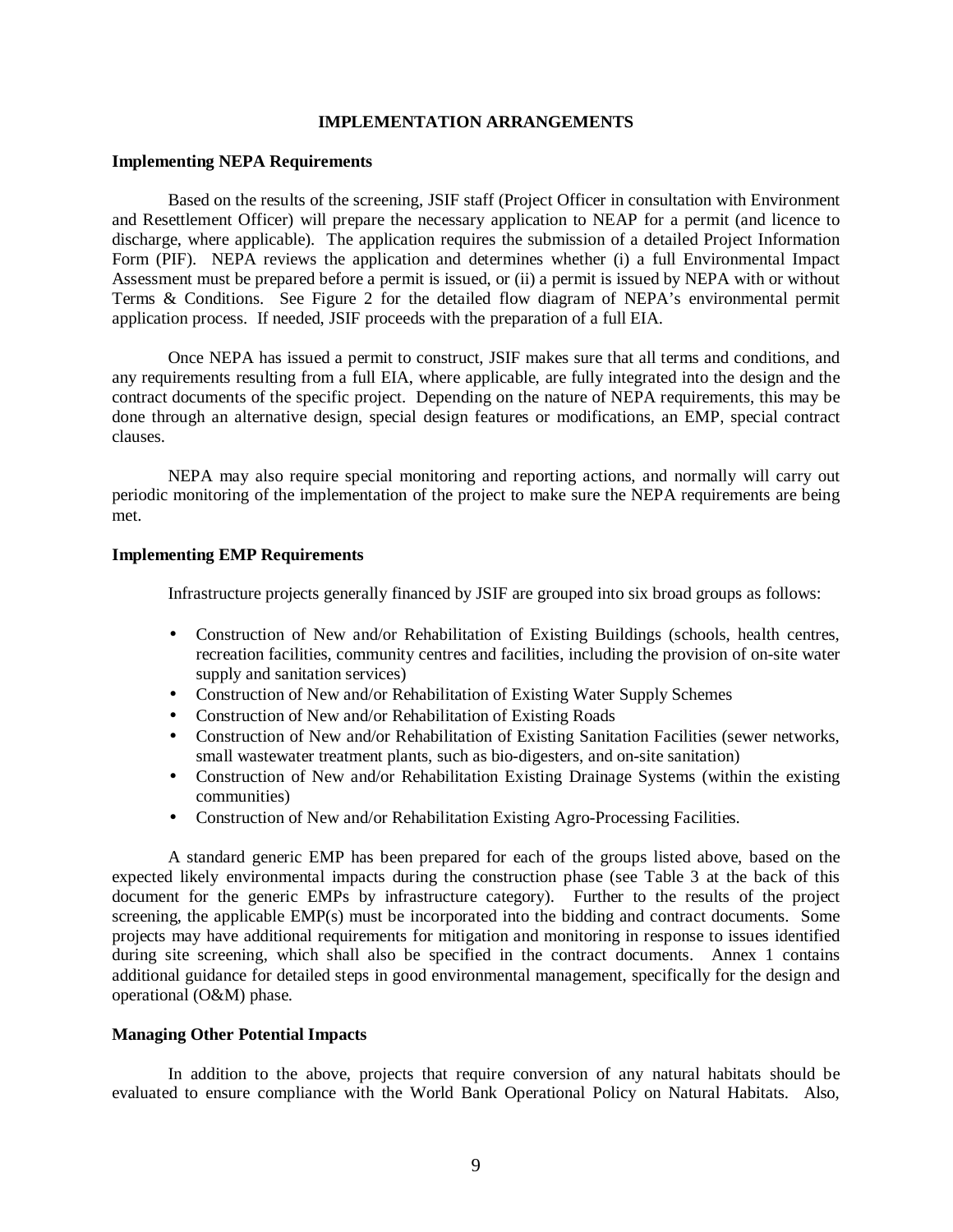## IMPLEMENTATION ARRANGEMENTS

### Implementing NEPA Requirements

Based on the results of the screening, JSIF staff (Project Officer in consultation with Environment and Resettlement Officer) will prepare the necessary application to NEAP for a permit (and licence to discharge, where applicable). The application requires the submission of a detailed Project Information Form (PIF). NEPA reviews the application and determines whether (i) a full Environmental Impact Assessment must be prepared before a permit is issued, or (ii) a permit is issued by NEPA with or without Terms & Conditions. See Figure 2 for the detailed flow diagram of NEPA's environmental permit application process. If needed, JSIF proceeds with the preparation of a full EIA.

Once NEPA has issued a permit to construct, JSIF makes sure that all terms and conditions, and any requirements resulting from a full EIA, where applicable, are fully integrated into the design and the contract documents of the specific project. Depending on the nature of NEPA requirements, this may be done through an alternative design, special design features or modifications, an EMP, special contract clauses.

NEPA may also require special monitoring and reporting actions, and normally will carry out periodic monitoring of the implementation of the project to make sure the NEPA requirements are being met.

### Implementing EMP Requirements

Infrastructure projects generally financed by JSIF are grouped into six broad groups as follows:

- Construction of New and/or Rehabilitation of Existing Buildings (schools, health centres, recreation facilities, community centres and facilities, including the provision of on-site water supply and sanitation services)
- Construction of New and/or Rehabilitation of Existing Water Supply Schemes
- Construction of New and/or Rehabilitation of Existing Roads
- Construction of New and/or Rehabilitation of Existing Sanitation Facilities (sewer networks, small wastewater treatment plants, such as bio-digesters, and on-site sanitation)
- Construction of New and/or Rehabilitation Existing Drainage Systems (within the existing communities)
- Construction of New and/or Rehabilitation Existing Agro-Processing Facilities.

A standard generic EMP has been prepared for each of the groups listed above, based on the expected likely environmental impacts during the construction phase (see Table 3 at the back of this document for the generic EMPs by infrastructure category). Further to the results of the project screening, the applicable EMP(s) must be incorporated into the bidding and contract documents. Some projects may have additional requirements for mitigation and monitoring in response to issues identified during site screening, which shall also be specified in the contract documents. Annex 1 contains additional guidance for detailed steps in good environmental management, specifically for the design and operational (O&M) phase.

### Managing Other Potential Impacts

In addition to the above, projects that require conversion of any natural habitats should be evaluated to ensure compliance with the World Bank Operational Policy on Natural Habitats. Also,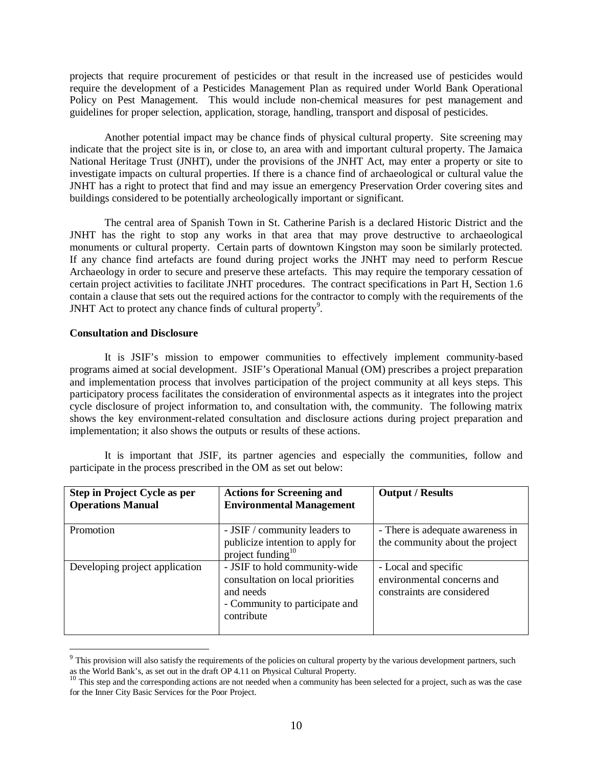projects that require procurement of pesticides or that result in the increased use of pesticides would require the development of a Pesticides Management Plan as required under World Bank Operational Policy on Pest Management. This would include non-chemical measures for pest management and guidelines for proper selection, application, storage, handling, transport and disposal of pesticides.

Another potential impact may be chance finds of physical cultural property. Site screening may indicate that the project site is in, or close to, an area with and important cultural property. The Jamaica National Heritage Trust (JNHT), under the provisions of the JNHT Act, may enter a property or site to investigate impacts on cultural properties. If there is a chance find of archaeological or cultural value the JNHT has a right to protect that find and may issue an emergency Preservation Order covering sites and buildings considered to be potentially archeologically important or significant.

The central area of Spanish Town in St. Catherine Parish is a declared Historic District and the JNHT has the right to stop any works in that area that may prove destructive to archaeological monuments or cultural property. Certain parts of downtown Kingston may soon be similarly protected. If any chance find artefacts are found during project works the JNHT may need to perform Rescue Archaeology in order to secure and preserve these artefacts. This may require the temporary cessation of certain project activities to facilitate JNHT procedures. The contract specifications in Part H, Section 1.6 contain a clause that sets out the required actions for the contractor to comply with the requirements of the JNHT Act to protect any chance finds of cultural property[9].

**Consultation and Disclosure**

It is JSIF's mission to empower communities to effectively implement community-based programs aimed at social development. JSIF's Operational Manual (OM) prescribes a project preparation and implementation process that involves participation of the project community at all keys steps. This participatory process facilitates the consideration of environmental aspects as it integrates into the project cycle disclosure of project information to, and consultation with, the community. The following matrix shows the key environment-related consultation and disclosure actions during project preparation and implementation; it also shows the outputs or results of these actions.

It is important that JSIF, its partner agencies and especially the communities, follow and participate in the process prescribed in the OM as set out below:

| Step in Project Cycle as per Operations Manual | Actions for Screening and Environmental Management | Output / Results |
|---|---|---|
| Promotion | - JSIF / community leaders to publicize intention to apply for project funding[10] | - There is adequate awareness in the community about the project |
| Developing project application | - JSIF to hold community-wide consultation on local priorities and needs<br>- Community to participate and contribute | - Local and specific environmental concerns and constraints are considered |

[9] This provision will also satisfy the requirements of the policies on cultural property by the various development partners, such as the World Bank's, as set out in the draft OP 4.11 on Physical Cultural Property.

[10] This step and the corresponding actions are not needed when a community has been selected for a project, such as was the case for the Inner City Basic Services for the Poor Project.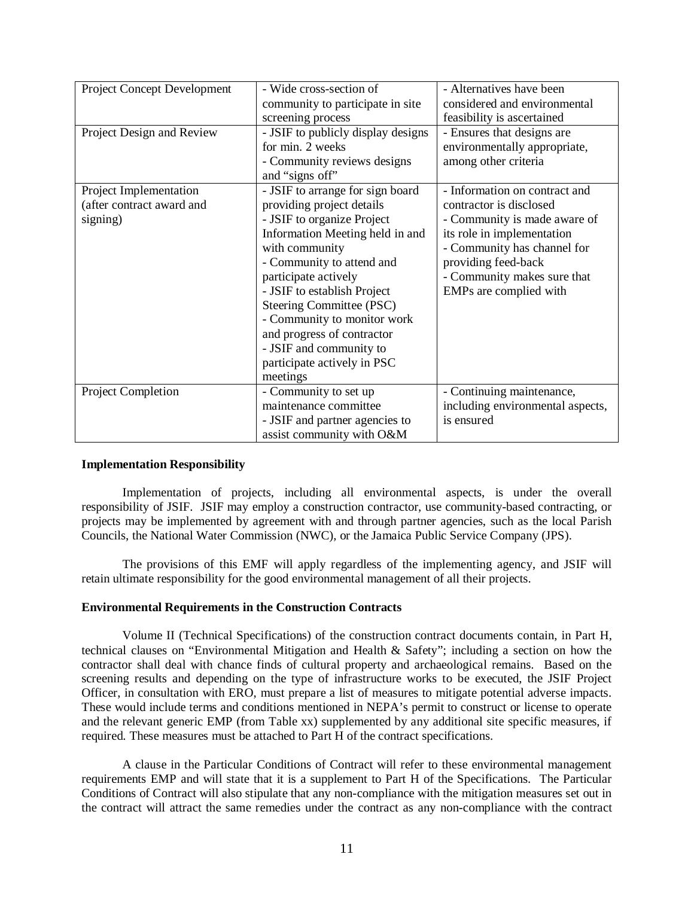| Project Concept Development | - Wide cross-section of community to participate in site screening process | - Alternatives have been considered and environmental feasibility is ascertained |
|---|---|---|
| Project Design and Review | - JSIF to publicly display designs for min. 2 weeks<br>- Community reviews designs and "signs off" | - Ensures that designs are environmentally appropriate, among other criteria |
| Project Implementation (after contract award and signing) | - JSIF to arrange for sign board providing project details<br>- JSIF to organize Project Information Meeting held in and with community<br>- Community to attend and participate actively<br>- JSIF to establish Project Steering Committee (PSC)<br>- Community to monitor work and progress of contractor<br>- JSIF and community to participate actively in PSC meetings | - Information on contract and contractor is disclosed<br>- Community is made aware of its role in implementation<br>- Community has channel for providing feed-back<br>- Community makes sure that EMPs are complied with |
| Project Completion | - Community to set up maintenance committee<br>- JSIF and partner agencies to assist community with O&M | - Continuing maintenance, including environmental aspects, is ensured |

**Implementation Responsibility**

Implementation of projects, including all environmental aspects, is under the overall responsibility of JSIF. JSIF may employ a construction contractor, use community-based contracting, or projects may be implemented by agreement with and through partner agencies, such as the local Parish Councils, the National Water Commission (NWC), or the Jamaica Public Service Company (JPS).

The provisions of this EMF will apply regardless of the implementing agency, and JSIF will retain ultimate responsibility for the good environmental management of all their projects.

**Environmental Requirements in the Construction Contracts**

Volume II (Technical Specifications) of the construction contract documents contain, in Part H, technical clauses on "Environmental Mitigation and Health & Safety"; including a section on how the contractor shall deal with chance finds of cultural property and archaeological remains. Based on the screening results and depending on the type of infrastructure works to be executed, the JSIF Project Officer, in consultation with ERO, must prepare a list of measures to mitigate potential adverse impacts. These would include terms and conditions mentioned in NEPA's permit to construct or license to operate and the relevant generic EMP (from Table xx) supplemented by any additional site specific measures, if required. These measures must be attached to Part H of the contract specifications.

A clause in the Particular Conditions of Contract will refer to these environmental management requirements EMP and will state that it is a supplement to Part H of the Specifications. The Particular Conditions of Contract will also stipulate that any non-compliance with the mitigation measures set out in the contract will attract the same remedies under the contract as any non-compliance with the contract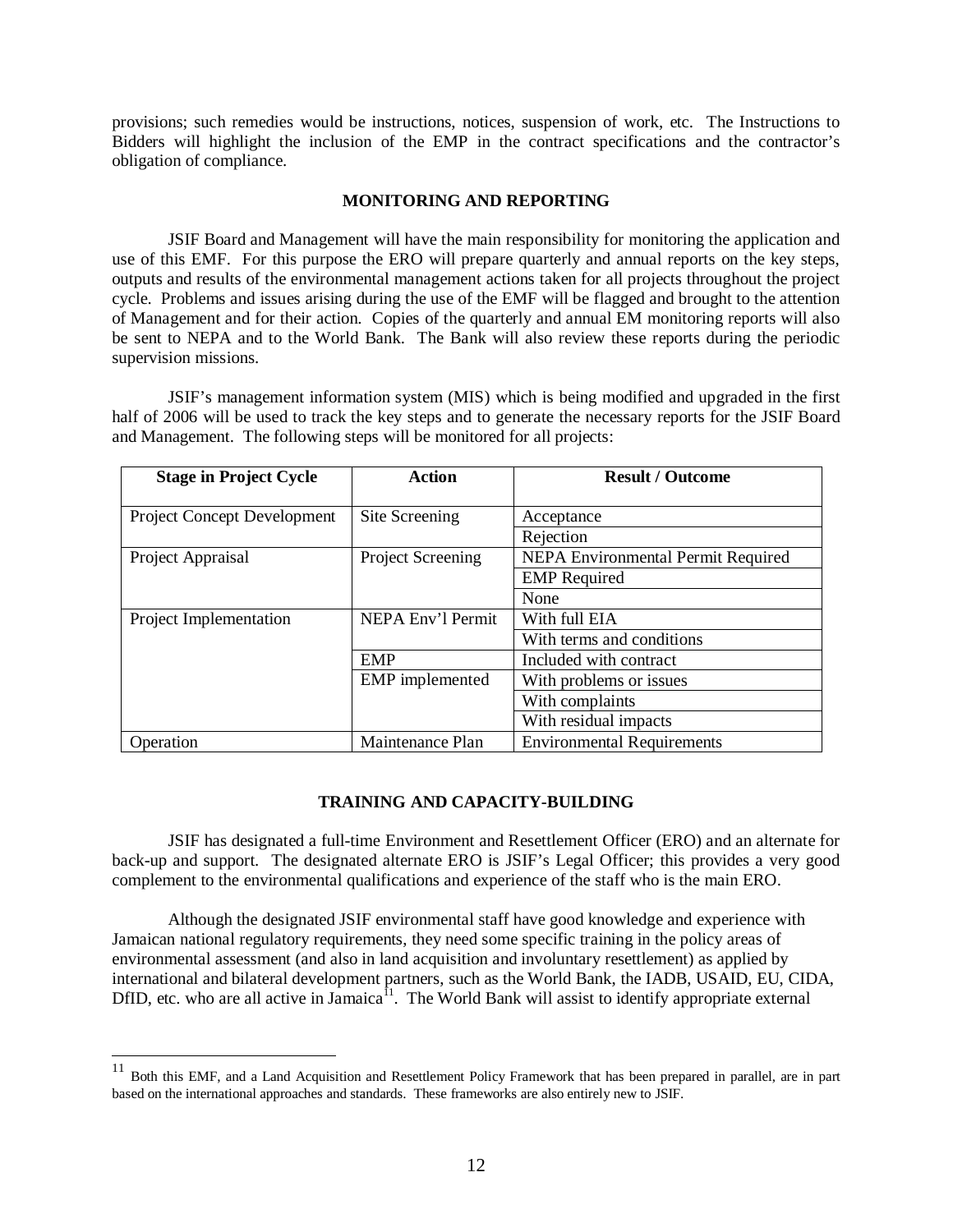provisions; such remedies would be instructions, notices, suspension of work, etc. The Instructions to Bidders will highlight the inclusion of the EMP in the contract specifications and the contractor's obligation of compliance.

## MONITORING AND REPORTING

JSIF Board and Management will have the main responsibility for monitoring the application and use of this EMF. For this purpose the ERO will prepare quarterly and annual reports on the key steps, outputs and results of the environmental management actions taken for all projects throughout the project cycle. Problems and issues arising during the use of the EMF will be flagged and brought to the attention of Management and for their action. Copies of the quarterly and annual EM monitoring reports will also be sent to NEPA and to the World Bank. The Bank will also review these reports during the periodic supervision missions.

JSIF's management information system (MIS) which is being modified and upgraded in the first half of 2006 will be used to track the key steps and to generate the necessary reports for the JSIF Board and Management. The following steps will be monitored for all projects:

| Stage in Project Cycle | Action | Result / Outcome |
|---|---|---|
| Project Concept Development | Site Screening | Acceptance |
| | | Rejection |
| Project Appraisal | Project Screening | NEPA Environmental Permit Required |
| | | EMP Required |
| | | None |
| Project Implementation | NEPA Env'l Permit | With full EIA |
| | | With terms and conditions |
| | EMP | Included with contract |
| | EMP implemented | With problems or issues |
| | | With complaints |
| | | With residual impacts |
| Operation | Maintenance Plan | Environmental Requirements |

## TRAINING AND CAPACITY-BUILDING

JSIF has designated a full-time Environment and Resettlement Officer (ERO) and an alternate for back-up and support. The designated alternate ERO is JSIF's Legal Officer; this provides a very good complement to the environmental qualifications and experience of the staff who is the main ERO.

Although the designated JSIF environmental staff have good knowledge and experience with Jamaican national regulatory requirements, they need some specific training in the policy areas of environmental assessment (and also in land acquisition and involuntary resettlement) as applied by international and bilateral development partners, such as the World Bank, the IADB, USAID, EU, CIDA, DfID, etc. who are all active in Jamaica[11]. The World Bank will assist to identify appropriate external

[11] Both this EMF, and a Land Acquisition and Resettlement Policy Framework that has been prepared in parallel, are in part based on the international approaches and standards. These frameworks are also entirely new to JSIF.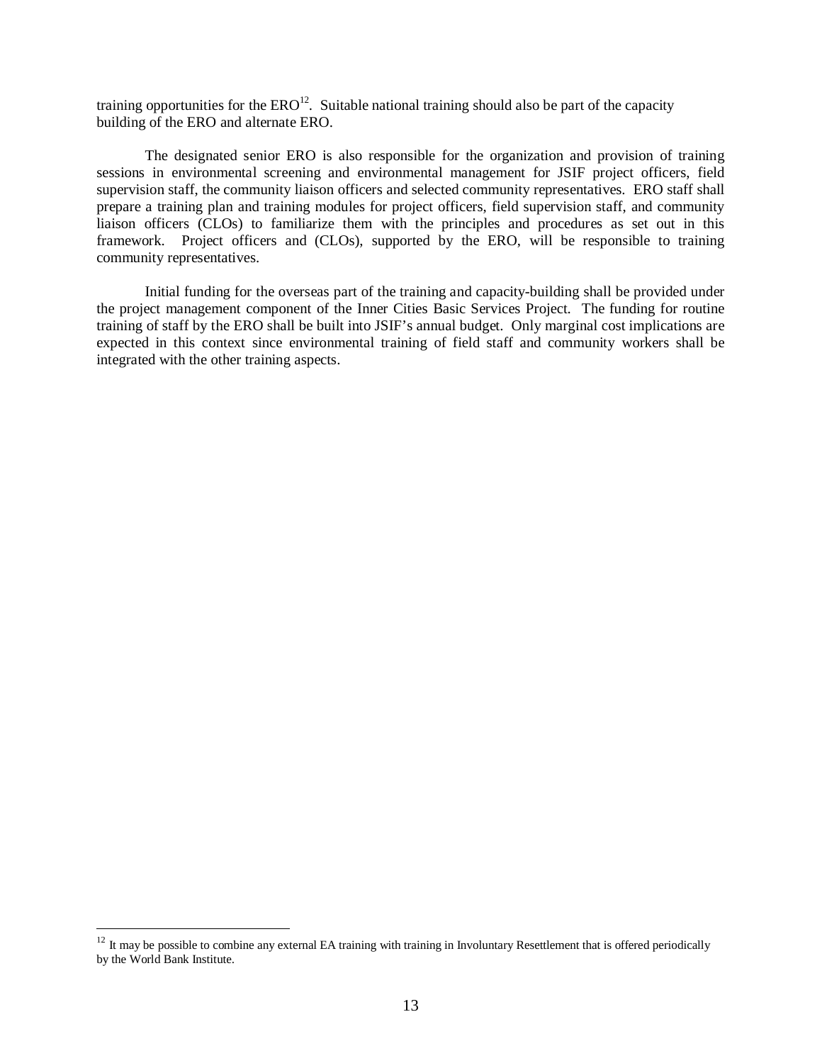training opportunities for the ERO[12]. Suitable national training should also be part of the capacity building of the ERO and alternate ERO.

The designated senior ERO is also responsible for the organization and provision of training sessions in environmental screening and environmental management for JSIF project officers, field supervision staff, the community liaison officers and selected community representatives. ERO staff shall prepare a training plan and training modules for project officers, field supervision staff, and community liaison officers (CLOs) to familiarize them with the principles and procedures as set out in this framework. Project officers and (CLOs), supported by the ERO, will be responsible to training community representatives.

Initial funding for the overseas part of the training and capacity-building shall be provided under the project management component of the Inner Cities Basic Services Project. The funding for routine training of staff by the ERO shall be built into JSIF's annual budget. Only marginal cost implications are expected in this context since environmental training of field staff and community workers shall be integrated with the other training aspects.

---

[12] It may be possible to combine any external EA training with training in Involuntary Resettlement that is offered periodically by the World Bank Institute.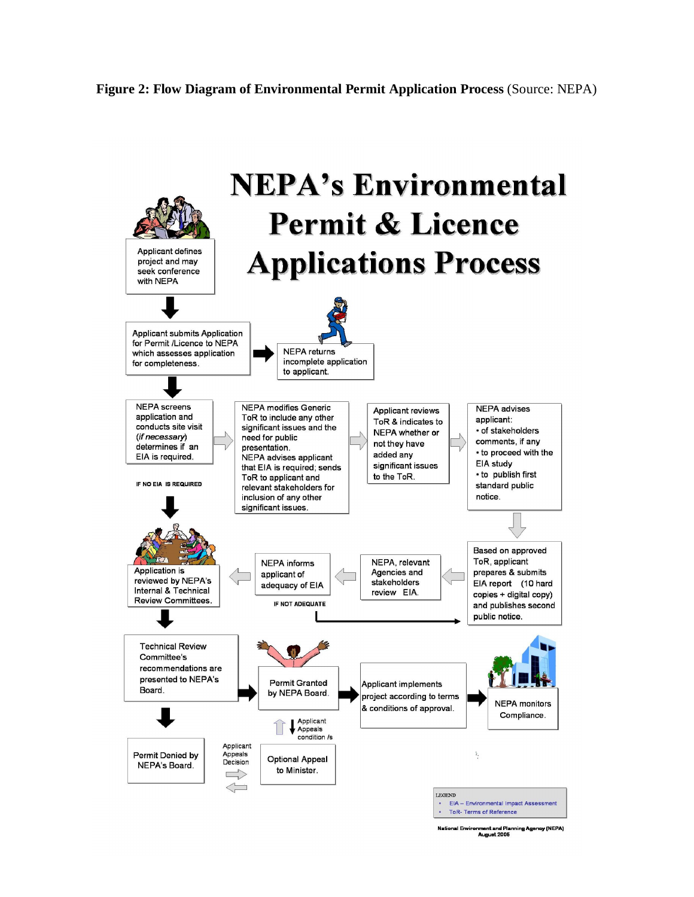**Figure 2: Flow Diagram of Environmental Permit Application Process** (Source: NEPA)

# NEPA's Environmental Permit & Licence Applications Process

Applicant defines project and may seek conference with NEPA

Applicant submits Application for Permit /Licence to NEPA which assesses application for completeness.

NEPA returns incomplete application to applicant.

NEPA screens application and conducts site visit (*if necessary*) determines if an EIA is required.

IF NO EIA IS REQUIRED

NEPA modifies Generic ToR to include any other significant issues and the need for public presentation. NEPA advises applicant that EIA is required; sends ToR to applicant and relevant stakeholders for inclusion of any other significant issues.

Applicant reviews ToR & indicates to NEPA whether or not they have added any significant issues to the ToR.

NEPA advises applicant:
- of stakeholders comments, if any
- to proceed with the EIA study
- to publish first standard public notice.

Based on approved ToR, applicant prepares & submits EIA report (10 hard copies + digital copy) and publishes second public notice.

NEPA, relevant Agencies and stakeholders review EIA.

NEPA informs applicant of adequacy of EIA

IF NOT ADEQUATE

Application is reviewed by NEPA's Internal & Technical Review Committees.

Technical Review Committee's recommendations are presented to NEPA's Board.

Permit Granted by NEPA Board.

Applicant implements project according to terms & conditions of approval.

NEPA monitors Compliance.

Permit Denied by NEPA's Board.

Applicant Appeals Decision

Applicant Appeals condition /s

Optional Appeal to Minister.

LEGEND
- EIA – Environmental Impact Assessment
- ToR- Terms of Reference

National Environment and Planning Agency (NEPA)
August 2005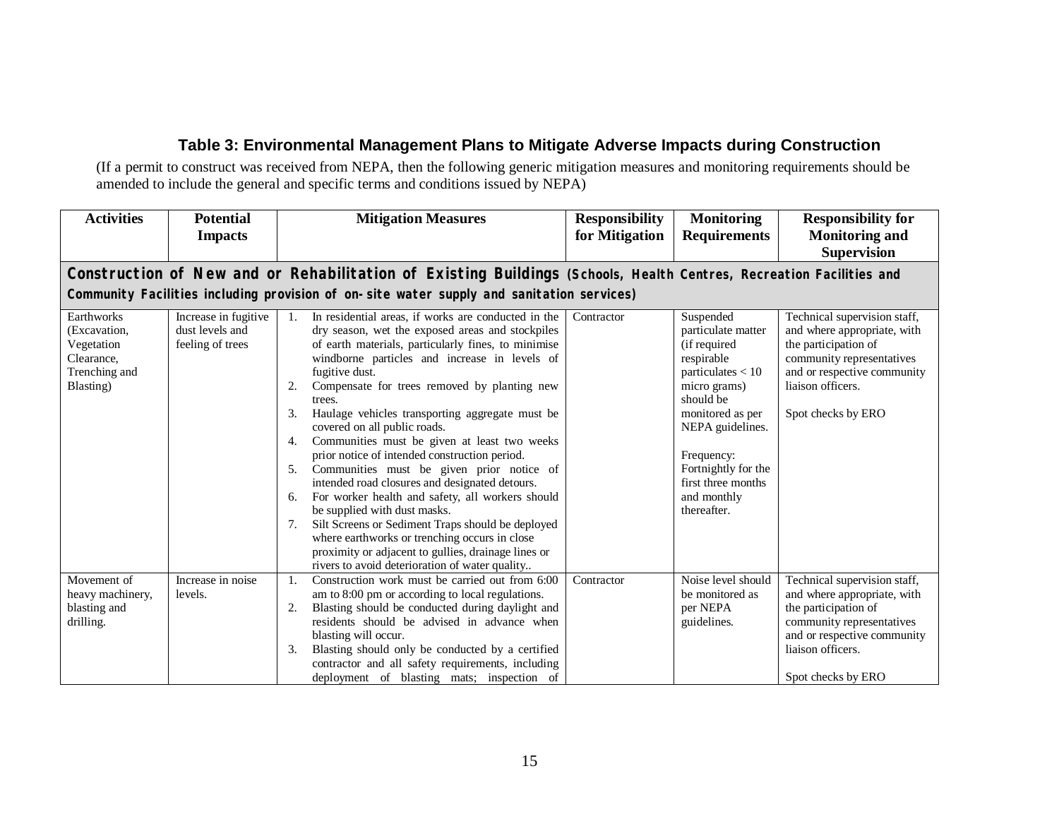### Table 3: Environmental Management Plans to Mitigate Adverse Impacts during Construction

(If a permit to construct was received from NEPA, then the following generic mitigation measures and monitoring requirements should be amended to include the general and specific terms and conditions issued by NEPA)

| Activities | Potential Impacts | Mitigation Measures | Responsibility for Mitigation | Monitoring Requirements | Responsibility for Monitoring and Supervision |
|---|---|---|---|---|---|
| **Construction of New and or Rehabilitation of Existing Buildings (Schools, Health Centres, Recreation Facilities and Community Facilities including provision of on-site water supply and sanitation services)** | | | | | |
| Earthworks (Excavation, Vegetation Clearance, Trenching and Blasting) | Increase in fugitive dust levels and feeling of trees | 1. In residential areas, if works are conducted in the dry season, wet the exposed areas and stockpiles of earth materials, particularly fines, to minimise windborne particles and increase in levels of fugitive dust.<br>2. Compensate for trees removed by planting new trees.<br>3. Haulage vehicles transporting aggregate must be covered on all public roads.<br>4. Communities must be given at least two weeks prior notice of intended construction period.<br>5. Communities must be given prior notice of intended road closures and designated detours.<br>6. For worker health and safety, all workers should be supplied with dust masks.<br>7. Silt Screens or Sediment Traps should be deployed where earthworks or trenching occurs in close proximity or adjacent to gullies, drainage lines or rivers to avoid deterioration of water quality.. | Contractor | Suspended particulate matter (if required respirable particulates < 10 micro grams) should be monitored as per NEPA guidelines.<br><br>Frequency: Fortnightly for the first three months and monthly thereafter. | Technical supervision staff, and where appropriate, with the participation of community representatives and or respective community liaison officers.<br><br>Spot checks by ERO |
| Movement of heavy machinery, blasting and drilling. | Increase in noise levels. | 1. Construction work must be carried out from 6:00 am to 8:00 pm or according to local regulations.<br>2. Blasting should be conducted during daylight and residents should be advised in advance when blasting will occur.<br>3. Blasting should only be conducted by a certified contractor and all safety requirements, including deployment of blasting mats; inspection of | Contractor | Noise level should be monitored as per NEPA guidelines. | Technical supervision staff, and where appropriate, with the participation of community representatives and or respective community liaison officers.<br><br>Spot checks by ERO |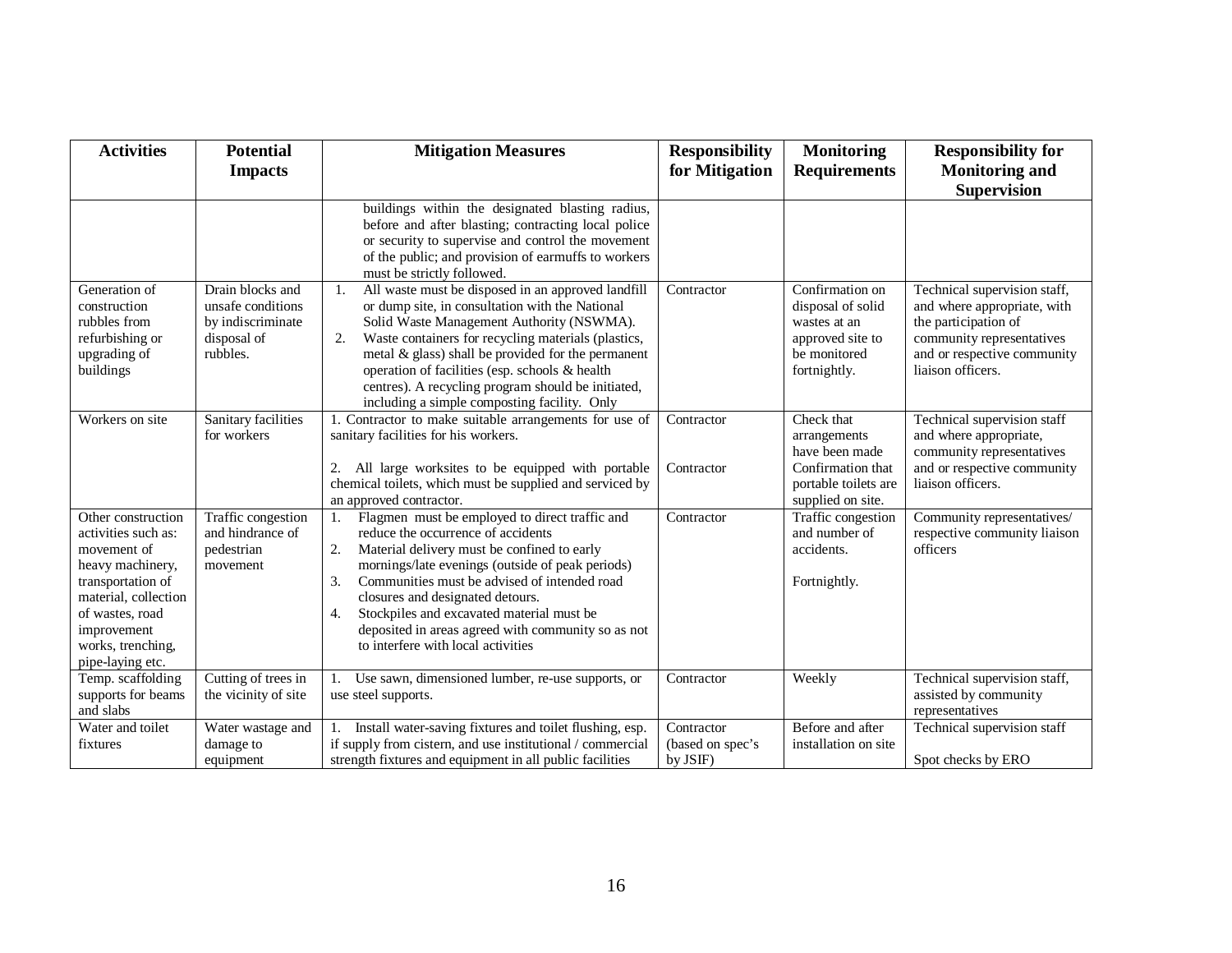| Activities | Potential Impacts | Mitigation Measures | Responsibility for Mitigation | Monitoring Requirements | Responsibility for Monitoring and Supervision |
|---|---|---|---|---|---|
| | | buildings within the designated blasting radius, before and after blasting; contracting local police or security to supervise and control the movement of the public; and provision of earmuffs to workers must be strictly followed. | | | |
| Generation of construction rubbles from refurbishing or upgrading of buildings | Drain blocks and unsafe conditions by indiscriminate disposal of rubbles. | 1. All waste must be disposed in an approved landfill or dump site, in consultation with the National Solid Waste Management Authority (NSWMA).<br>2. Waste containers for recycling materials (plastics, metal & glass) shall be provided for the permanent operation of facilities (esp. schools & health centres). A recycling program should be initiated, including a simple composting facility. Only | Contractor | Confirmation on disposal of solid wastes at an approved site to be monitored fortnightly. | Technical supervision staff, and where appropriate, with the participation of community representatives and or respective community liaison officers. |
| Workers on site | Sanitary facilities for workers | 1. Contractor to make suitable arrangements for use of sanitary facilities for his workers.<br><br>2. All large worksites to be equipped with portable chemical toilets, which must be supplied and serviced by an approved contractor. | Contractor<br><br>Contractor | Check that arrangements have been made<br>Confirmation that portable toilets are supplied on site. | Technical supervision staff and where appropriate, community representatives and or respective community liaison officers. |
| Other construction activities such as: movement of heavy machinery, transportation of material, collection of wastes, road improvement works, trenching, pipe-laying etc. | Traffic congestion and hindrance of pedestrian movement | 1. Flagmen must be employed to direct traffic and reduce the occurrence of accidents<br>2. Material delivery must be confined to early mornings/late evenings (outside of peak periods)<br>3. Communities must be advised of intended road closures and designated detours.<br>4. Stockpiles and excavated material must be deposited in areas agreed with community so as not to interfere with local activities | Contractor | Traffic congestion and number of accidents.<br><br>Fortnightly. | Community representatives/ respective community liaison officers |
| Temp. scaffolding supports for beams and slabs | Cutting of trees in the vicinity of site | 1. Use sawn, dimensioned lumber, re-use supports, or use steel supports. | Contractor | Weekly | Technical supervision staff, assisted by community representatives |
| Water and toilet fixtures | Water wastage and damage to equipment | 1. Install water-saving fixtures and toilet flushing, esp. if supply from cistern, and use institutional / commercial strength fixtures and equipment in all public facilities | Contractor (based on spec's by JSIF) | Before and after installation on site | Technical supervision staff<br><br>Spot checks by ERO |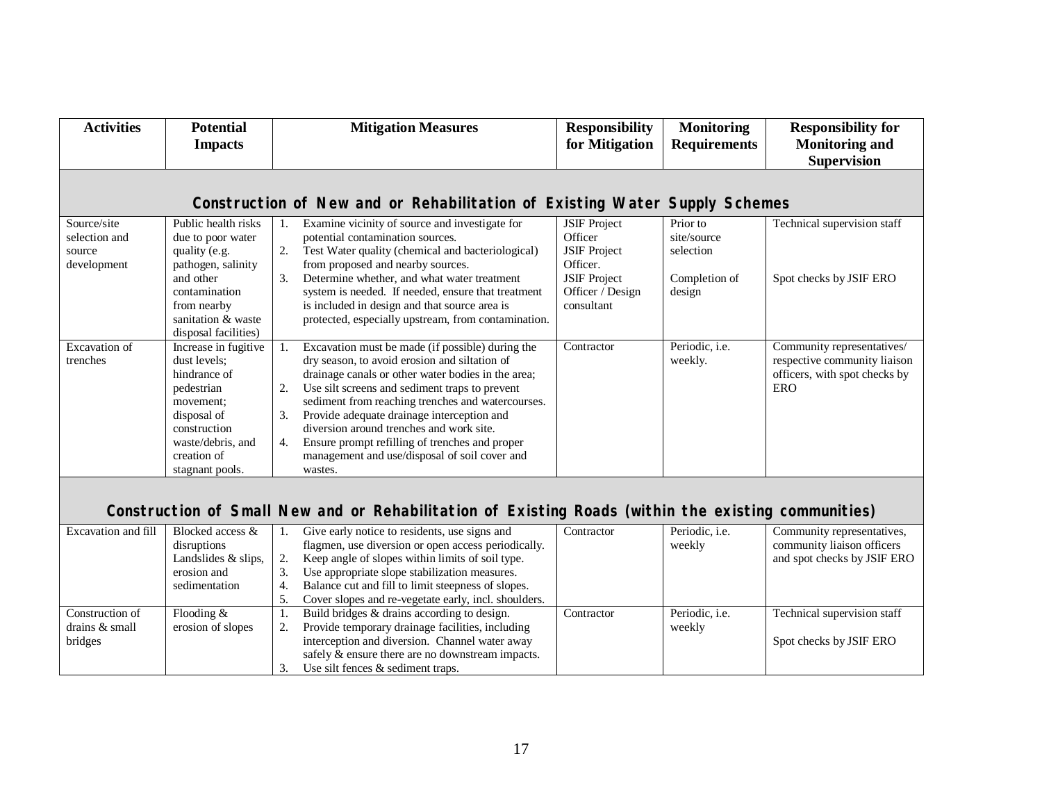| Activities | Potential Impacts | Mitigation Measures | Responsibility for Mitigation | Monitoring Requirements | Responsibility for Monitoring and Supervision |
|---|---|---|---|---|---|
| **Construction of New and or Rehabilitation of Existing Water Supply Schemes** | | | | | |
| Source/site selection and source development | Public health risks due to poor water quality (e.g. pathogen, salinity and other contamination from nearby sanitation & waste disposal facilities) | 1. Examine vicinity of source and investigate for potential contamination sources.<br>2. Test Water quality (chemical and bacteriological) from proposed and nearby sources.<br>3. Determine whether, and what water treatment system is needed. If needed, ensure that treatment is included in design and that source area is protected, especially upstream, from contamination. | JSIF Project Officer<br>JSIF Project Officer.<br>JSIF Project Officer / Design consultant | Prior to site/source selection<br><br>Completion of design | Technical supervision staff<br><br>Spot checks by JSIF ERO |
| Excavation of trenches | Increase in fugitive dust levels; hindrance of pedestrian movement; disposal of construction waste/debris, and creation of stagnant pools. | 1. Excavation must be made (if possible) during the dry season, to avoid erosion and siltation of drainage canals or other water bodies in the area;<br>2. Use silt screens and sediment traps to prevent sediment from reaching trenches and watercourses.<br>3. Provide adequate drainage interception and diversion around trenches and work site.<br>4. Ensure prompt refilling of trenches and proper management and use/disposal of soil cover and wastes. | Contractor | Periodic, i.e. weekly. | Community representatives/ respective community liaison officers, with spot checks by ERO |
| **Construction of Small New and or Rehabilitation of Existing Roads (within the existing communities)** | | | | | |
| Excavation and fill | Blocked access & disruptions<br>Landslides & slips, erosion and sedimentation | 1. Give early notice to residents, use signs and flagmen, use diversion or open access periodically.<br>2. Keep angle of slopes within limits of soil type.<br>3. Use appropriate slope stabilization measures.<br>4. Balance cut and fill to limit steepness of slopes.<br>5. Cover slopes and re-vegetate early, incl. shoulders. | Contractor | Periodic, i.e. weekly | Community representatives, community liaison officers and spot checks by JSIF ERO |
| Construction of drains & small bridges | Flooding & erosion of slopes | 1. Build bridges & drains according to design.<br>2. Provide temporary drainage facilities, including interception and diversion. Channel water away safely & ensure there are no downstream impacts.<br>3. Use silt fences & sediment traps. | Contractor | Periodic, i.e. weekly | Technical supervision staff<br><br>Spot checks by JSIF ERO |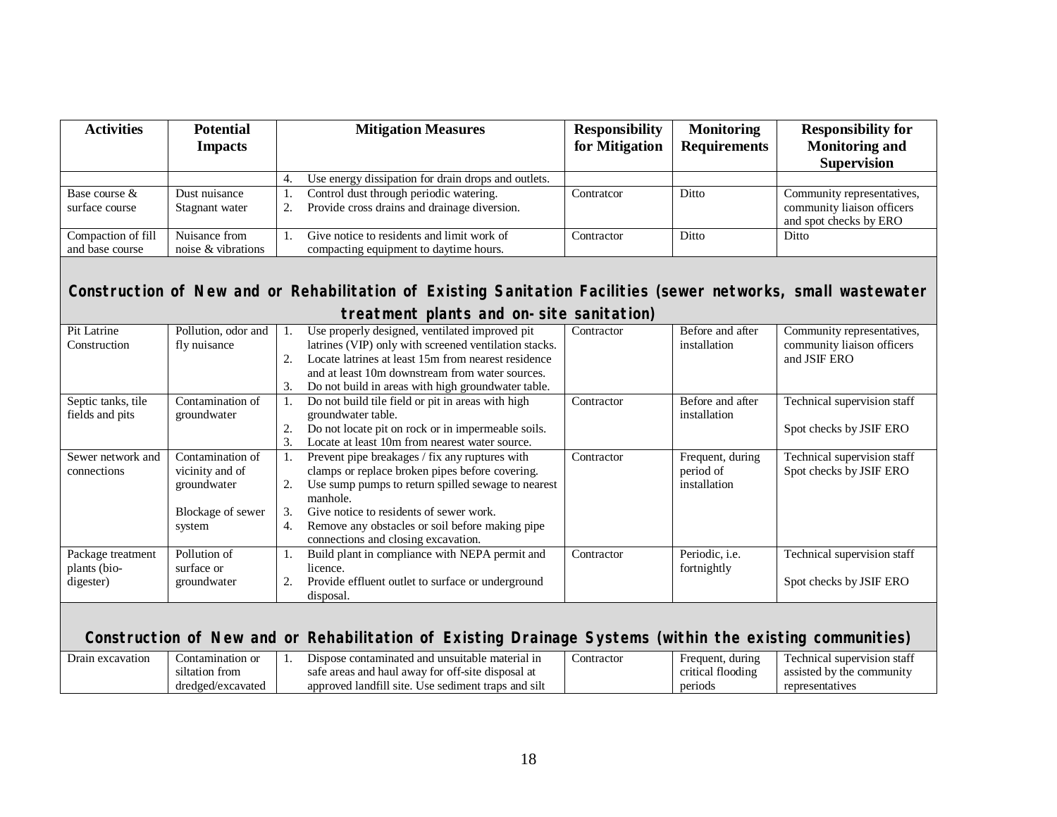| Activities | Potential Impacts | Mitigation Measures | Responsibility for Mitigation | Monitoring Requirements | Responsibility for Monitoring and Supervision |
|---|---|---|---|---|---|
| | | 4. Use energy dissipation for drain drops and outlets. | | | |
| Base course & surface course | Dust nuisance<br>Stagnant water | 1. Control dust through periodic watering.<br>2. Provide cross drains and drainage diversion. | Contratcor | Ditto | Community representatives, community liaison officers and spot checks by ERO |
| Compaction of fill and base course | Nuisance from noise & vibrations | 1. Give notice to residents and limit work of compacting equipment to daytime hours. | Contractor | Ditto | Ditto |
| **Construction of New and or Rehabilitation of Existing Sanitation Facilities (sewer networks, small wastewater treatment plants and on-site sanitation)** | | | | | |
| Pit Latrine Construction | Pollution, odor and fly nuisance | 1. Use properly designed, ventilated improved pit latrines (VIP) only with screened ventilation stacks.<br>2. Locate latrines at least 15m from nearest residence and at least 10m downstream from water sources.<br>3. Do not build in areas with high groundwater table. | Contractor | Before and after installation | Community representatives, community liaison officers and JSIF ERO |
| Septic tanks, tile fields and pits | Contamination of groundwater | 1. Do not build tile field or pit in areas with high groundwater table.<br>2. Do not locate pit on rock or in impermeable soils.<br>3. Locate at least 10m from nearest water source. | Contractor | Before and after installation | Technical supervision staff<br><br>Spot checks by JSIF ERO |
| Sewer network and connections | Contamination of vicinity and of groundwater<br><br>Blockage of sewer system | 1. Prevent pipe breakages / fix any ruptures with clamps or replace broken pipes before covering.<br>2. Use sump pumps to return spilled sewage to nearest manhole.<br>3. Give notice to residents of sewer work.<br>4. Remove any obstacles or soil before making pipe connections and closing excavation. | Contractor | Frequent, during period of installation | Technical supervision staff<br>Spot checks by JSIF ERO |
| Package treatment plants (bio-digester) | Pollution of surface or groundwater | 1. Build plant in compliance with NEPA permit and licence.<br>2. Provide effluent outlet to surface or underground disposal. | Contractor | Periodic, i.e. fortnightly | Technical supervision staff<br><br>Spot checks by JSIF ERO |
| **Construction of New and or Rehabilitation of Existing Drainage Systems (within the existing communities)** | | | | | |
| Drain excavation | Contamination or siltation from dredged/excavated | 1. Dispose contaminated and unsuitable material in safe areas and haul away for off-site disposal at approved landfill site. Use sediment traps and silt | Contractor | Frequent, during critical flooding periods | Technical supervision staff assisted by the community representatives |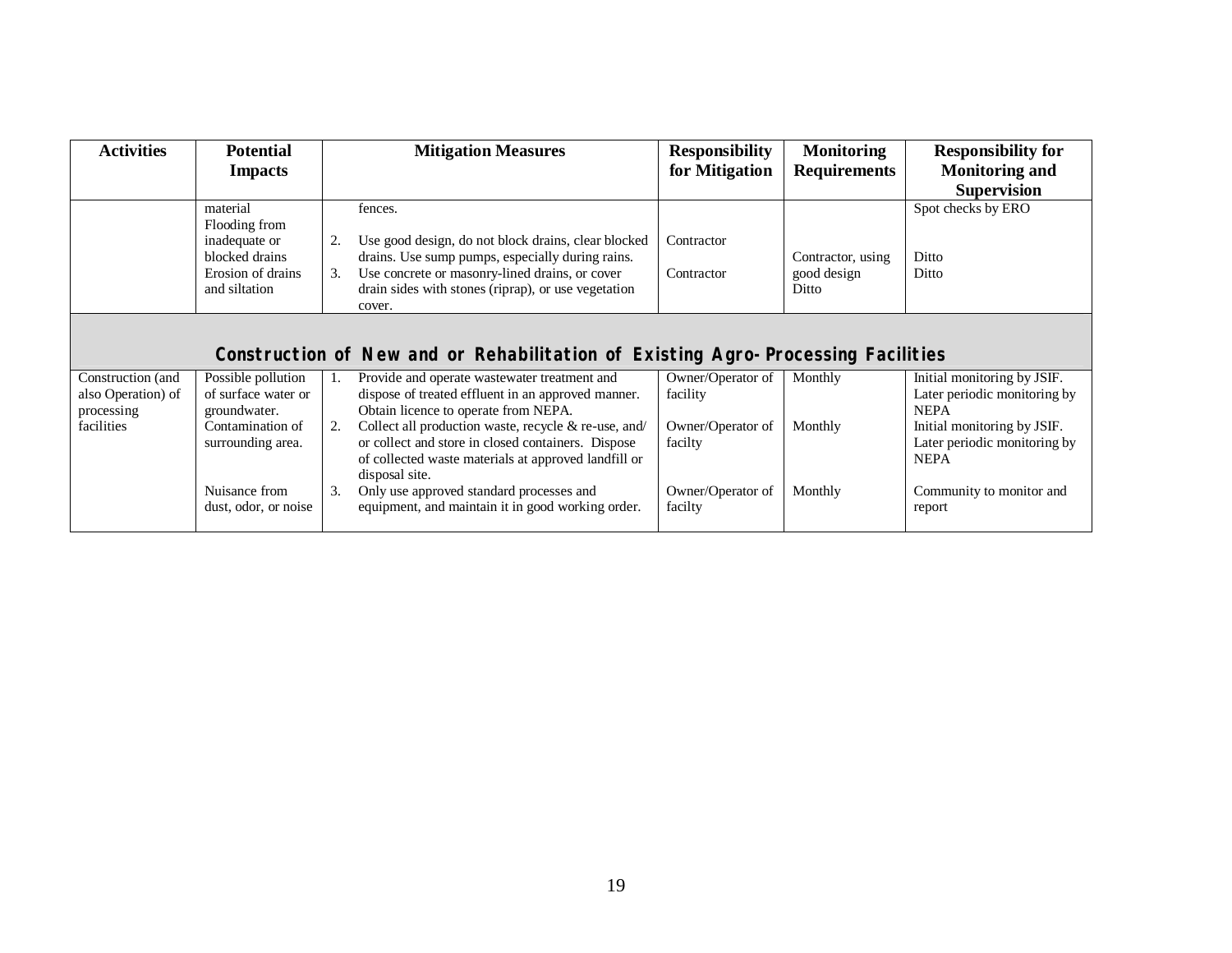| Activities | Potential Impacts | Mitigation Measures | Responsibility for Mitigation | Monitoring Requirements | Responsibility for Monitoring and Supervision |
|---|---|---|---|---|---|
| | material | fences. | | | Spot checks by ERO |
| | Flooding from inadequate or blocked drains | 2. Use good design, do not block drains, clear blocked drains. Use sump pumps, especially during rains. | Contractor | Contractor, using good design | Ditto |
| | Erosion of drains and siltation | 3. Use concrete or masonry-lined drains, or cover drain sides with stones (riprap), or use vegetation cover. | Contractor | Ditto | Ditto |
| **Construction of New and or Rehabilitation of Existing Agro-Processing Facilities** | | | | | |
| Construction (and also Operation) of processing facilities | Possible pollution of surface water or groundwater. | 1. Provide and operate wastewater treatment and dispose of treated effluent in an approved manner. Obtain licence to operate from NEPA. | Owner/Operator of facility | Monthly | Initial monitoring by JSIF. Later periodic monitoring by NEPA |
| | Contamination of surrounding area. | 2. Collect all production waste, recycle & re-use, and/ or collect and store in closed containers. Dispose of collected waste materials at approved landfill or disposal site. | Owner/Operator of facilty | Monthly | Initial monitoring by JSIF. Later periodic monitoring by NEPA |
| | Nuisance from dust, odor, or noise | 3. Only use approved standard processes and equipment, and maintain it in good working order. | Owner/Operator of facilty | Monthly | Community to monitor and report |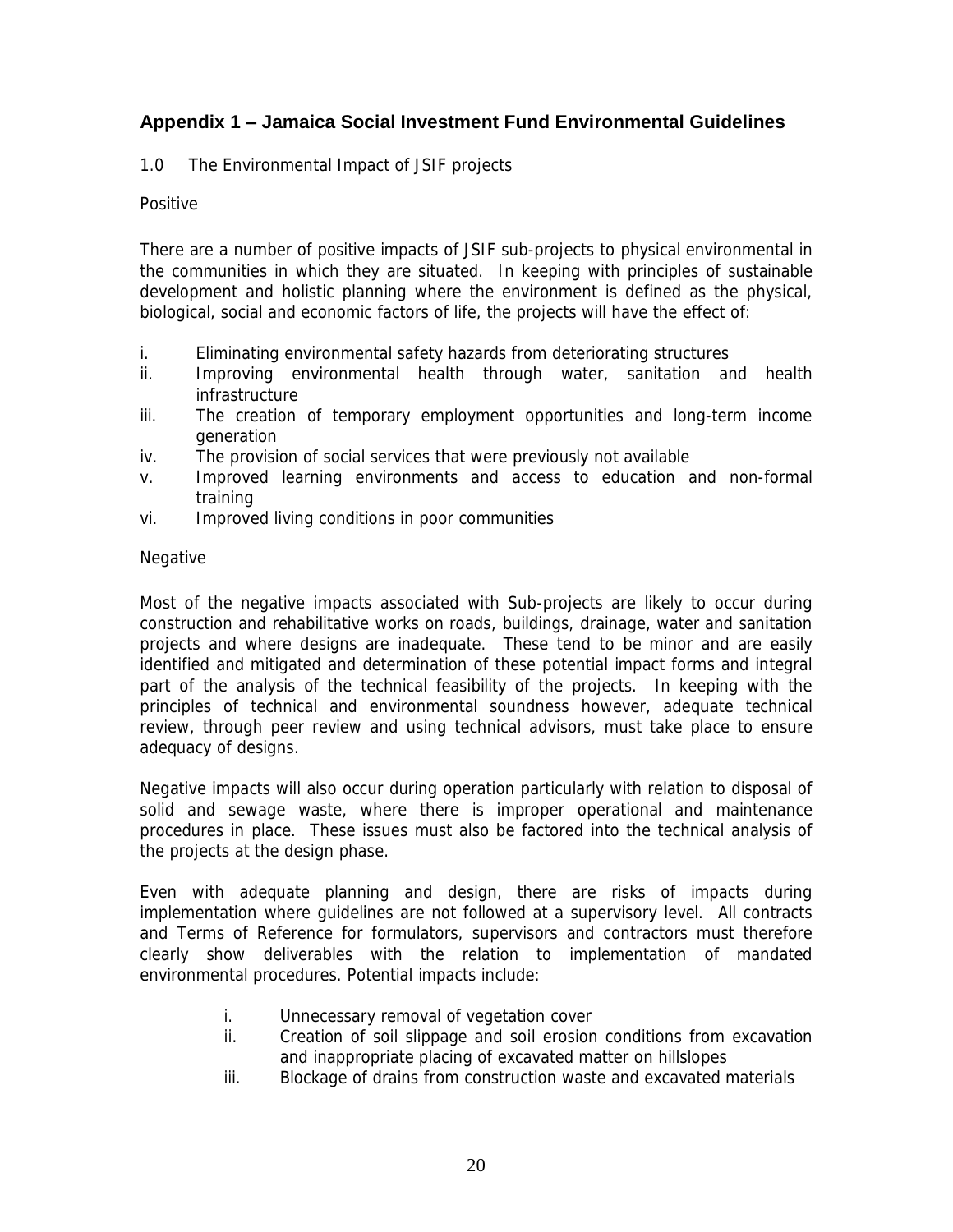## Appendix 1 – Jamaica Social Investment Fund Environmental Guidelines

1.0 The Environmental Impact of JSIF projects

Positive

There are a number of positive impacts of JSIF sub-projects to physical environmental in the communities in which they are situated. In keeping with principles of sustainable development and holistic planning where the environment is defined as the physical, biological, social and economic factors of life, the projects will have the effect of:

i. Eliminating environmental safety hazards from deteriorating structures
ii. Improving environmental health through water, sanitation and health infrastructure
iii. The creation of temporary employment opportunities and long-term income generation
iv. The provision of social services that were previously not available
v. Improved learning environments and access to education and non-formal training
vi. Improved living conditions in poor communities

Negative

Most of the negative impacts associated with Sub-projects are likely to occur during construction and rehabilitative works on roads, buildings, drainage, water and sanitation projects and where designs are inadequate. These tend to be minor and are easily identified and mitigated and determination of these potential impact forms and integral part of the analysis of the technical feasibility of the projects. In keeping with the principles of technical and environmental soundness however, adequate technical review, through peer review and using technical advisors, must take place to ensure adequacy of designs.

Negative impacts will also occur during operation particularly with relation to disposal of solid and sewage waste, where there is improper operational and maintenance procedures in place. These issues must also be factored into the technical analysis of the projects at the design phase.

Even with adequate planning and design, there are risks of impacts during implementation where guidelines are not followed at a supervisory level. All contracts and Terms of Reference for formulators, supervisors and contractors must therefore clearly show deliverables with the relation to implementation of mandated environmental procedures. Potential impacts include:

i. Unnecessary removal of vegetation cover
ii. Creation of soil slippage and soil erosion conditions from excavation and inappropriate placing of excavated matter on hillslopes
iii. Blockage of drains from construction waste and excavated materials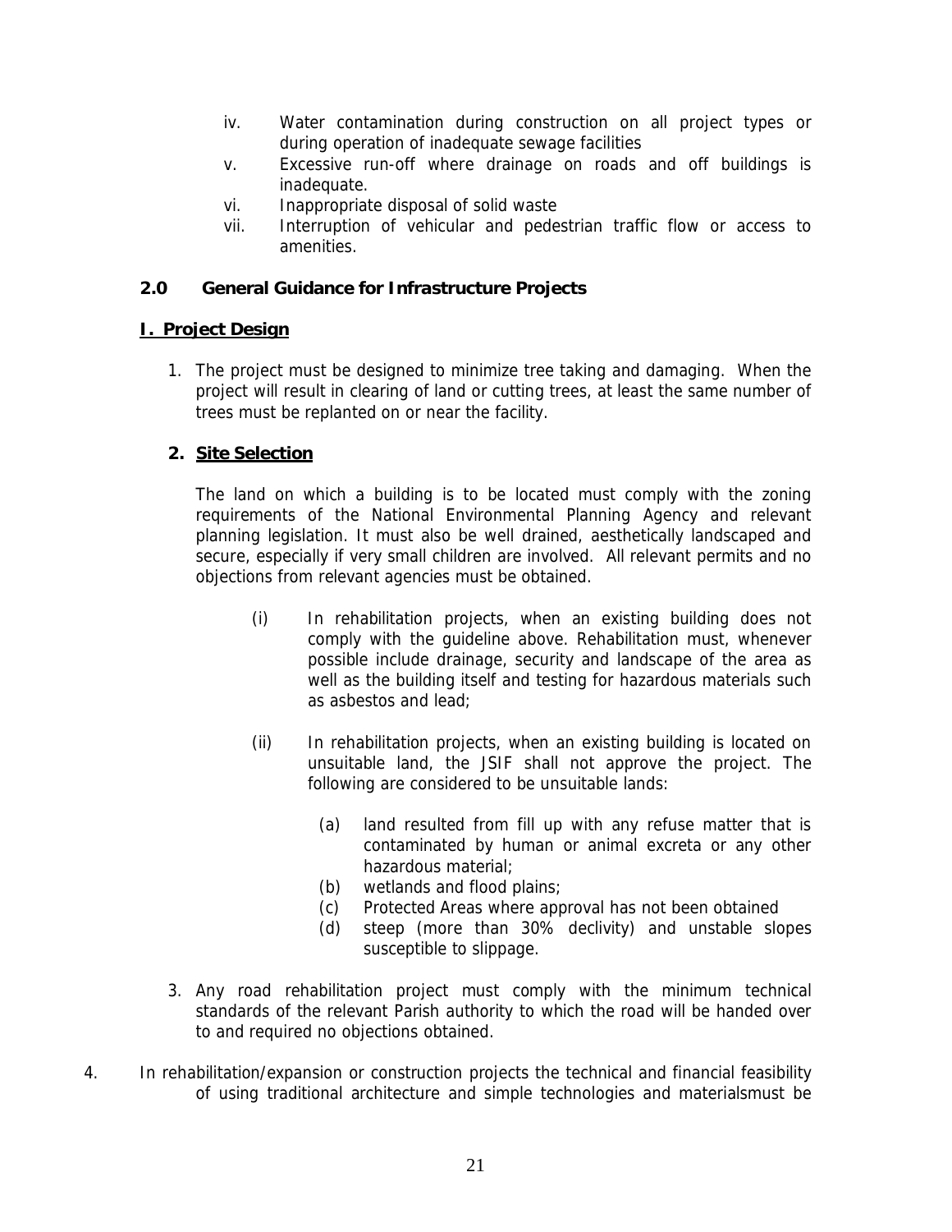iv. Water contamination during construction on all project types or during operation of inadequate sewage facilities
v. Excessive run-off where drainage on roads and off buildings is inadequate.
vi. Inappropriate disposal of solid waste
vii. Interruption of vehicular and pedestrian traffic flow or access to amenities.

## 2.0 General Guidance for Infrastructure Projects

### **<u>I. Project Design</u>**

1. The project must be designed to minimize tree taking and damaging. When the project will result in clearing of land or cutting trees, at least the same number of trees must be replanted on or near the facility.

2. **<u>Site Selection</u>**

   The land on which a building is to be located must comply with the zoning requirements of the National Environmental Planning Agency and relevant planning legislation. It must also be well drained, aesthetically landscaped and secure, especially if very small children are involved. All relevant permits and no objections from relevant agencies must be obtained.

   (i) In rehabilitation projects, when an existing building does not comply with the guideline above. Rehabilitation must, whenever possible include drainage, security and landscape of the area as well as the building itself and testing for hazardous materials such as asbestos and lead;

   (ii) In rehabilitation projects, when an existing building is located on unsuitable land, the JSIF shall not approve the project. The following are considered to be unsuitable lands:

   (a) land resulted from fill up with any refuse matter that is contaminated by human or animal excreta or any other hazardous material;
   (b) wetlands and flood plains;
   (c) Protected Areas where approval has not been obtained
   (d) steep (more than 30% declivity) and unstable slopes susceptible to slippage.

3. Any road rehabilitation project must comply with the minimum technical standards of the relevant Parish authority to which the road will be handed over to and required no objections obtained.

4. In rehabilitation/expansion or construction projects the technical and financial feasibility of using traditional architecture and simple technologies and materialsmust be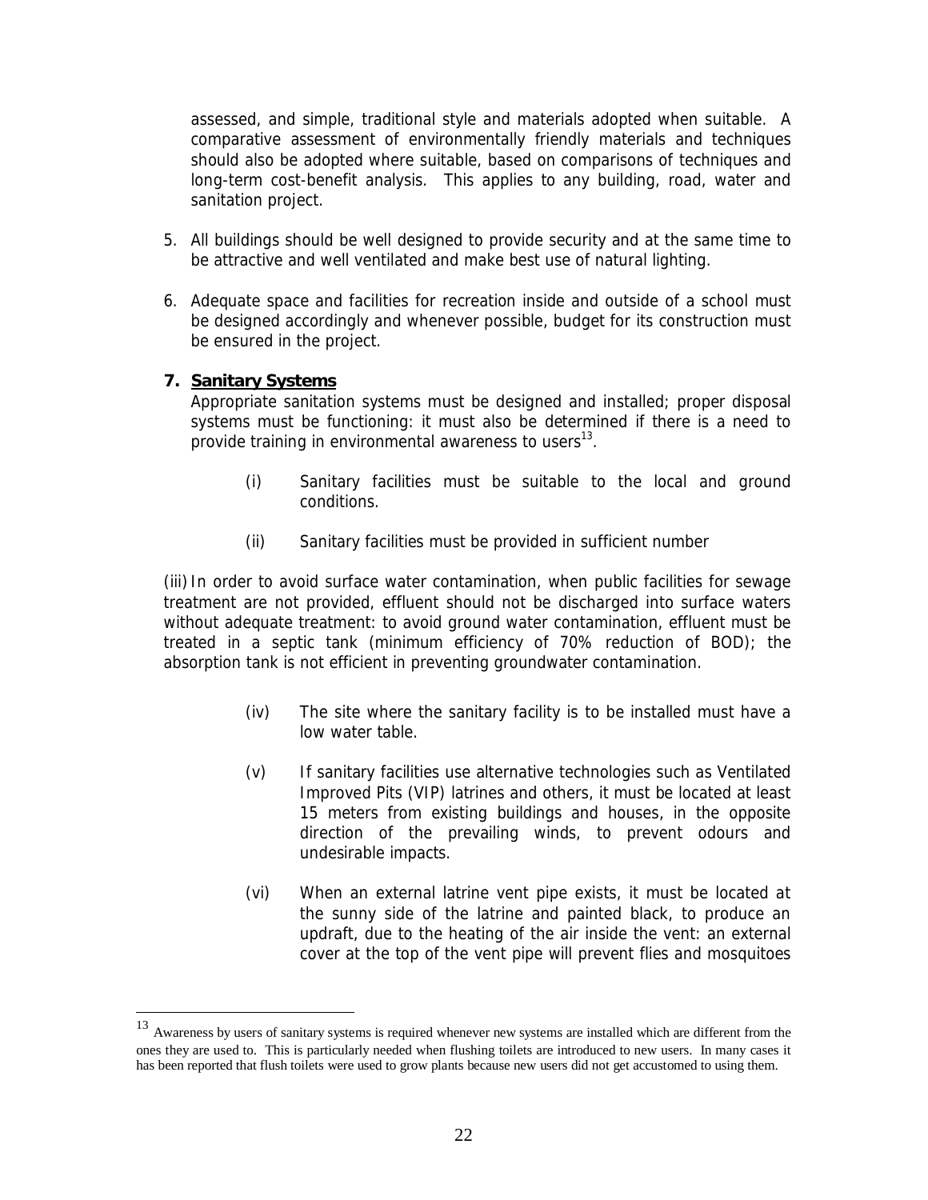assessed, and simple, traditional style and materials adopted when suitable. A comparative assessment of environmentally friendly materials and techniques should also be adopted where suitable, based on comparisons of techniques and long-term cost-benefit analysis. This applies to any building, road, water and sanitation project.

5. All buildings should be well designed to provide security and at the same time to be attractive and well ventilated and make best use of natural lighting.

6. Adequate space and facilities for recreation inside and outside of a school must be designed accordingly and whenever possible, budget for its construction must be ensured in the project.

**7. <u>Sanitary Systems</u>**

Appropriate sanitation systems must be designed and installed; proper disposal systems must be functioning: it must also be determined if there is a need to provide training in environmental awareness to users[13].

(i) Sanitary facilities must be suitable to the local and ground conditions.

(ii) Sanitary facilities must be provided in sufficient number

(iii) In order to avoid surface water contamination, when public facilities for sewage treatment are not provided, effluent should not be discharged into surface waters without adequate treatment: to avoid ground water contamination, effluent must be treated in a septic tank (minimum efficiency of 70% reduction of BOD); the absorption tank is not efficient in preventing groundwater contamination.

(iv) The site where the sanitary facility is to be installed must have a low water table.

(v) If sanitary facilities use alternative technologies such as Ventilated Improved Pits (VIP) latrines and others, it must be located at least 15 meters from existing buildings and houses, in the opposite direction of the prevailing winds, to prevent odours and undesirable impacts.

(vi) When an external latrine vent pipe exists, it must be located at the sunny side of the latrine and painted black, to produce an updraft, due to the heating of the air inside the vent: an external cover at the top of the vent pipe will prevent flies and mosquitoes

---

[13] Awareness by users of sanitary systems is required whenever new systems are installed which are different from the ones they are used to. This is particularly needed when flushing toilets are introduced to new users. In many cases it has been reported that flush toilets were used to grow plants because new users did not get accustomed to using them.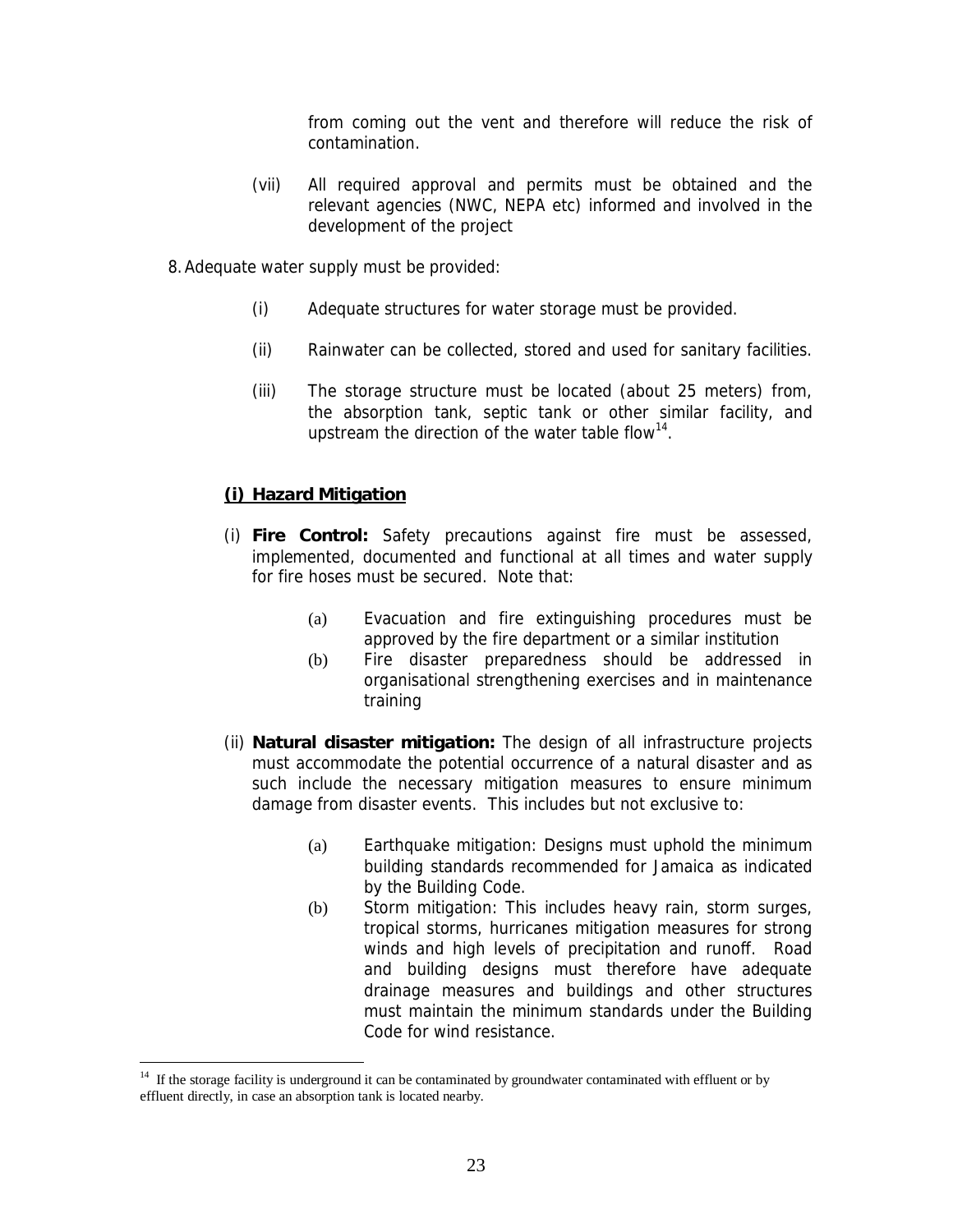from coming out the vent and therefore will reduce the risk of contamination.

(vii) All required approval and permits must be obtained and the relevant agencies (NWC, NEPA etc) informed and involved in the development of the project

8. Adequate water supply must be provided:

(i) Adequate structures for water storage must be provided.

(ii) Rainwater can be collected, stored and used for sanitary facilities.

(iii) The storage structure must be located (about 25 meters) from, the absorption tank, septic tank or other similar facility, and upstream the direction of the water table flow[14].

### **(i) Hazard Mitigation**

(i) **Fire Control:** Safety precautions against fire must be assessed, implemented, documented and functional at all times and water supply for fire hoses must be secured. Note that:

(a) Evacuation and fire extinguishing procedures must be approved by the fire department or a similar institution

(b) Fire disaster preparedness should be addressed in organisational strengthening exercises and in maintenance training

(ii) **Natural disaster mitigation:** The design of all infrastructure projects must accommodate the potential occurrence of a natural disaster and as such include the necessary mitigation measures to ensure minimum damage from disaster events. This includes but not exclusive to:

(a) Earthquake mitigation: Designs must uphold the minimum building standards recommended for Jamaica as indicated by the Building Code.

(b) Storm mitigation: This includes heavy rain, storm surges, tropical storms, hurricanes mitigation measures for strong winds and high levels of precipitation and runoff. Road and building designs must therefore have adequate drainage measures and buildings and other structures must maintain the minimum standards under the Building Code for wind resistance.

---

[14] If the storage facility is underground it can be contaminated by groundwater contaminated with effluent or by effluent directly, in case an absorption tank is located nearby.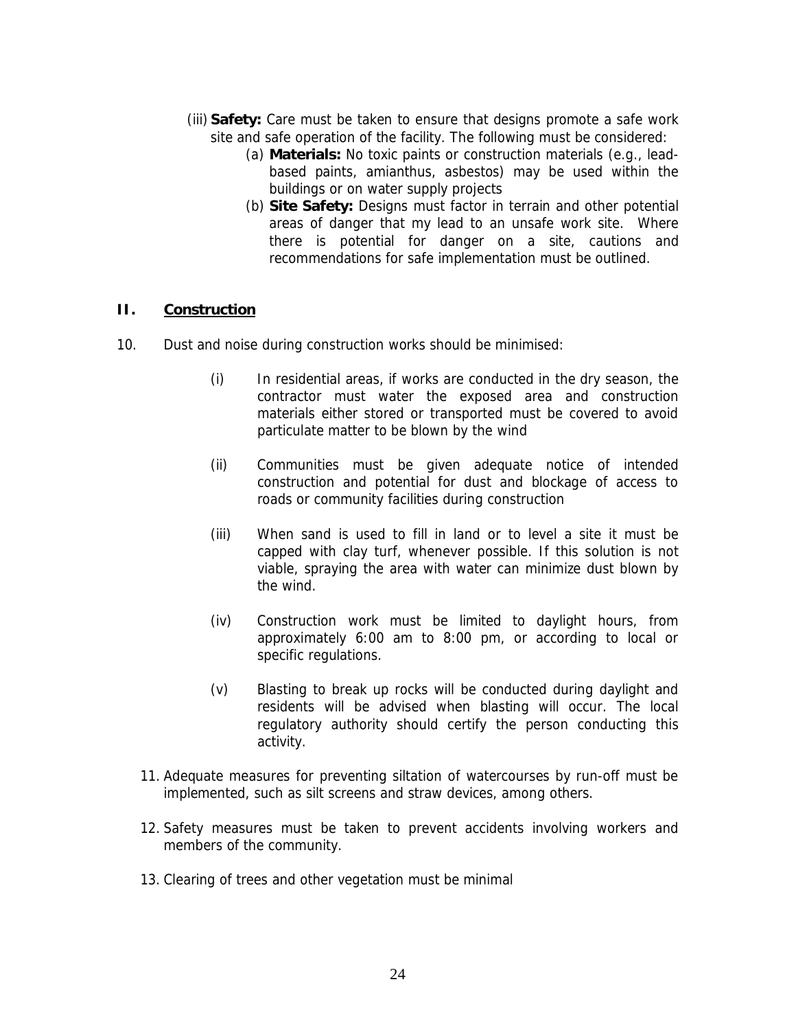(iii) **Safety:** Care must be taken to ensure that designs promote a safe work site and safe operation of the facility. The following must be considered:

   (a) **Materials:** No toxic paints or construction materials (e.g., lead-based paints, amianthus, asbestos) may be used within the buildings or on water supply projects

   (b) **Site Safety:** Designs must factor in terrain and other potential areas of danger that my lead to an unsafe work site. Where there is potential for danger on a site, cautions and recommendations for safe implementation must be outlined.

## II. Construction

10. Dust and noise during construction works should be minimised:

   (i) In residential areas, if works are conducted in the dry season, the contractor must water the exposed area and construction materials either stored or transported must be covered to avoid particulate matter to be blown by the wind

   (ii) Communities must be given adequate notice of intended construction and potential for dust and blockage of access to roads or community facilities during construction

   (iii) When sand is used to fill in land or to level a site it must be capped with clay turf, whenever possible. If this solution is not viable, spraying the area with water can minimize dust blown by the wind.

   (iv) Construction work must be limited to daylight hours, from approximately 6:00 am to 8:00 pm, or according to local or specific regulations.

   (v) Blasting to break up rocks will be conducted during daylight and residents will be advised when blasting will occur. The local regulatory authority should certify the person conducting this activity.

11. Adequate measures for preventing siltation of watercourses by run-off must be implemented, such as silt screens and straw devices, among others.

12. Safety measures must be taken to prevent accidents involving workers and members of the community.

13. Clearing of trees and other vegetation must be minimal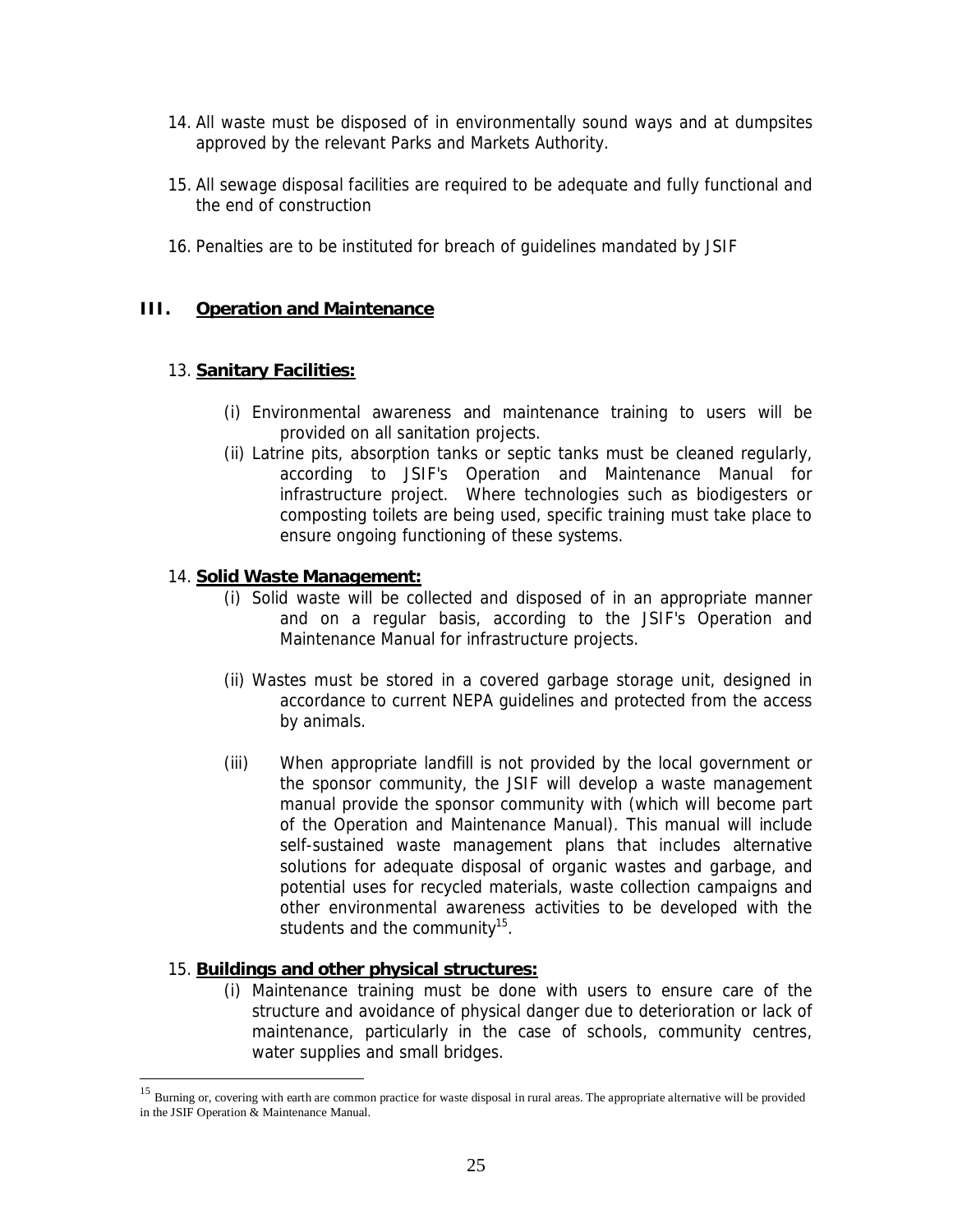14. All waste must be disposed of in environmentally sound ways and at dumpsites approved by the relevant Parks and Markets Authority.

15. All sewage disposal facilities are required to be adequate and fully functional and the end of construction

16. Penalties are to be instituted for breach of guidelines mandated by JSIF

## III. Operation and Maintenance

13. **Sanitary Facilities:**

    (i) Environmental awareness and maintenance training to users will be provided on all sanitation projects.

    (ii) Latrine pits, absorption tanks or septic tanks must be cleaned regularly, according to JSIF's Operation and Maintenance Manual for infrastructure project. Where technologies such as biodigesters or composting toilets are being used, specific training must take place to ensure ongoing functioning of these systems.

14. **Solid Waste Management:**

    (i) Solid waste will be collected and disposed of in an appropriate manner and on a regular basis, according to the JSIF's Operation and Maintenance Manual for infrastructure projects.

    (ii) Wastes must be stored in a covered garbage storage unit, designed in accordance to current NEPA guidelines and protected from the access by animals.

    (iii) When appropriate landfill is not provided by the local government or the sponsor community, the JSIF will develop a waste management manual provide the sponsor community with (which will become part of the Operation and Maintenance Manual). This manual will include self-sustained waste management plans that includes alternative solutions for adequate disposal of organic wastes and garbage, and potential uses for recycled materials, waste collection campaigns and other environmental awareness activities to be developed with the students and the community[15].

15. **Buildings and other physical structures:**

    (i) Maintenance training must be done with users to ensure care of the structure and avoidance of physical danger due to deterioration or lack of maintenance, particularly in the case of schools, community centres, water supplies and small bridges.

---

[15] Burning or, covering with earth are common practice for waste disposal in rural areas. The appropriate alternative will be provided in the JSIF Operation & Maintenance Manual.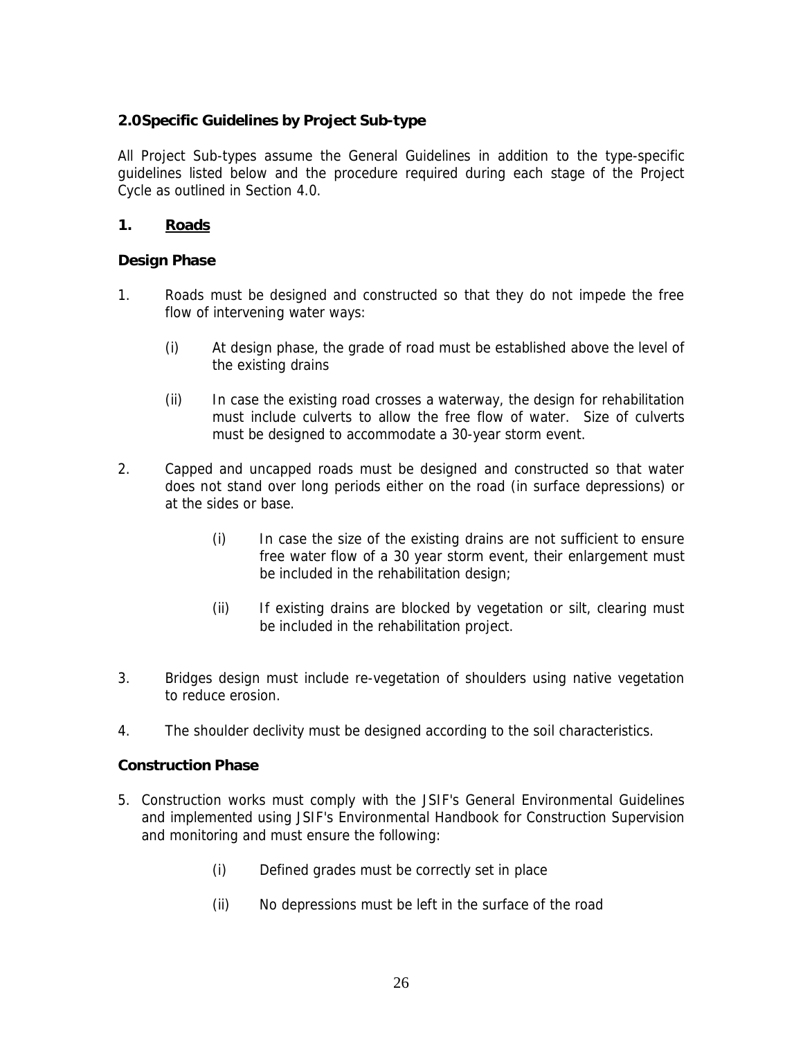## 2.0 Specific Guidelines by Project Sub-type

All Project Sub-types assume the General Guidelines in addition to the type-specific guidelines listed below and the procedure required during each stage of the Project Cycle as outlined in Section 4.0.

### 1. <u>Roads</u>

#### Design Phase

1. Roads must be designed and constructed so that they do not impede the free flow of intervening water ways:

   (i) At design phase, the grade of road must be established above the level of the existing drains

   (ii) In case the existing road crosses a waterway, the design for rehabilitation must include culverts to allow the free flow of water. Size of culverts must be designed to accommodate a 30-year storm event.

2. Capped and uncapped roads must be designed and constructed so that water does not stand over long periods either on the road (in surface depressions) or at the sides or base.

   (i) In case the size of the existing drains are not sufficient to ensure free water flow of a 30 year storm event, their enlargement must be included in the rehabilitation design;

   (ii) If existing drains are blocked by vegetation or silt, clearing must be included in the rehabilitation project.

3. Bridges design must include re-vegetation of shoulders using native vegetation to reduce erosion.

4. The shoulder declivity must be designed according to the soil characteristics.

#### Construction Phase

5. Construction works must comply with the JSIF's General Environmental Guidelines and implemented using JSIF's Environmental Handbook for Construction Supervision and monitoring and must ensure the following:

   (i) Defined grades must be correctly set in place

   (ii) No depressions must be left in the surface of the road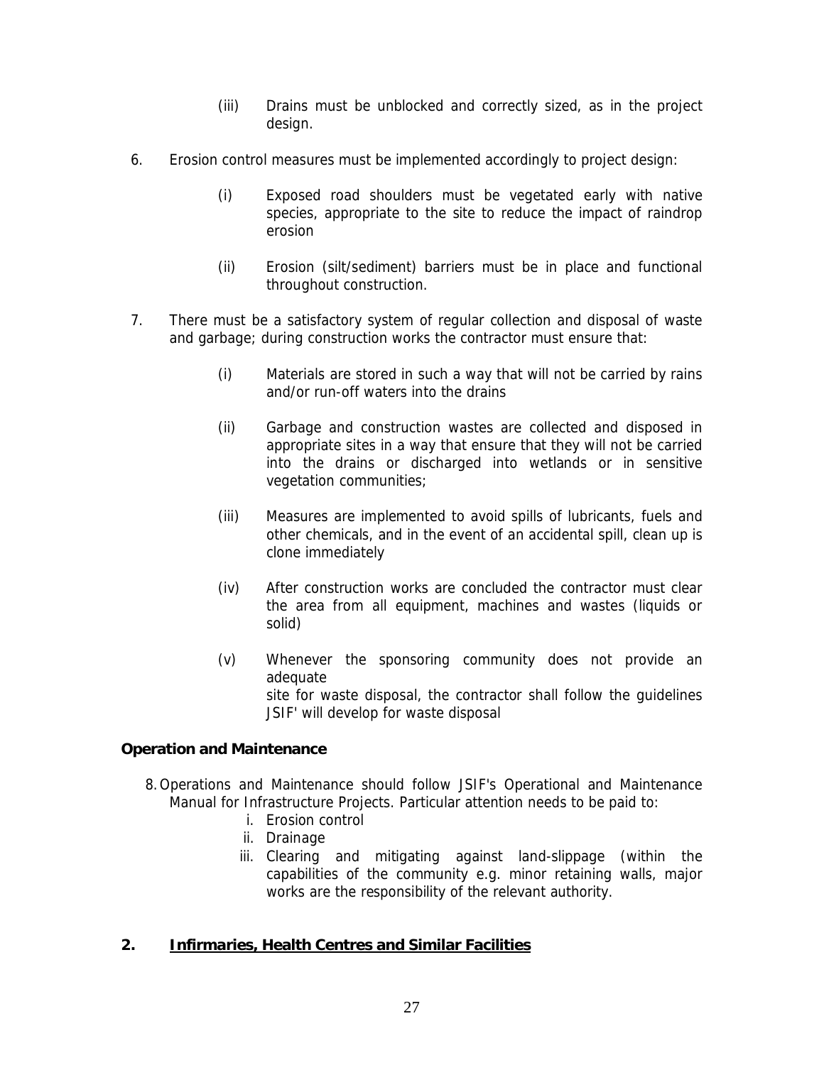(iii) Drains must be unblocked and correctly sized, as in the project design.

6. Erosion control measures must be implemented accordingly to project design:

    (i) Exposed road shoulders must be vegetated early with native species, appropriate to the site to reduce the impact of raindrop erosion

    (ii) Erosion (silt/sediment) barriers must be in place and functional throughout construction.

7. There must be a satisfactory system of regular collection and disposal of waste and garbage; during construction works the contractor must ensure that:

    (i) Materials are stored in such a way that will not be carried by rains and/or run-off waters into the drains

    (ii) Garbage and construction wastes are collected and disposed in appropriate sites in a way that ensure that they will not be carried into the drains or discharged into wetlands or in sensitive vegetation communities;

    (iii) Measures are implemented to avoid spills of lubricants, fuels and other chemicals, and in the event of an accidental spill, clean up is clone immediately

    (iv) After construction works are concluded the contractor must clear the area from all equipment, machines and wastes (liquids or solid)

    (v) Whenever the sponsoring community does not provide an adequate
    site for waste disposal, the contractor shall follow the guidelines JSIF' will develop for waste disposal

**Operation and Maintenance**

8. Operations and Maintenance should follow JSIF's Operational and Maintenance Manual for Infrastructure Projects. Particular attention needs to be paid to:
    i. Erosion control
    ii. Drainage
    iii. Clearing and mitigating against land-slippage (within the capabilities of the community e.g. minor retaining walls, major works are the responsibility of the relevant authority.

## 2. <u>Infirmaries, Health Centres and Similar Facilities</u>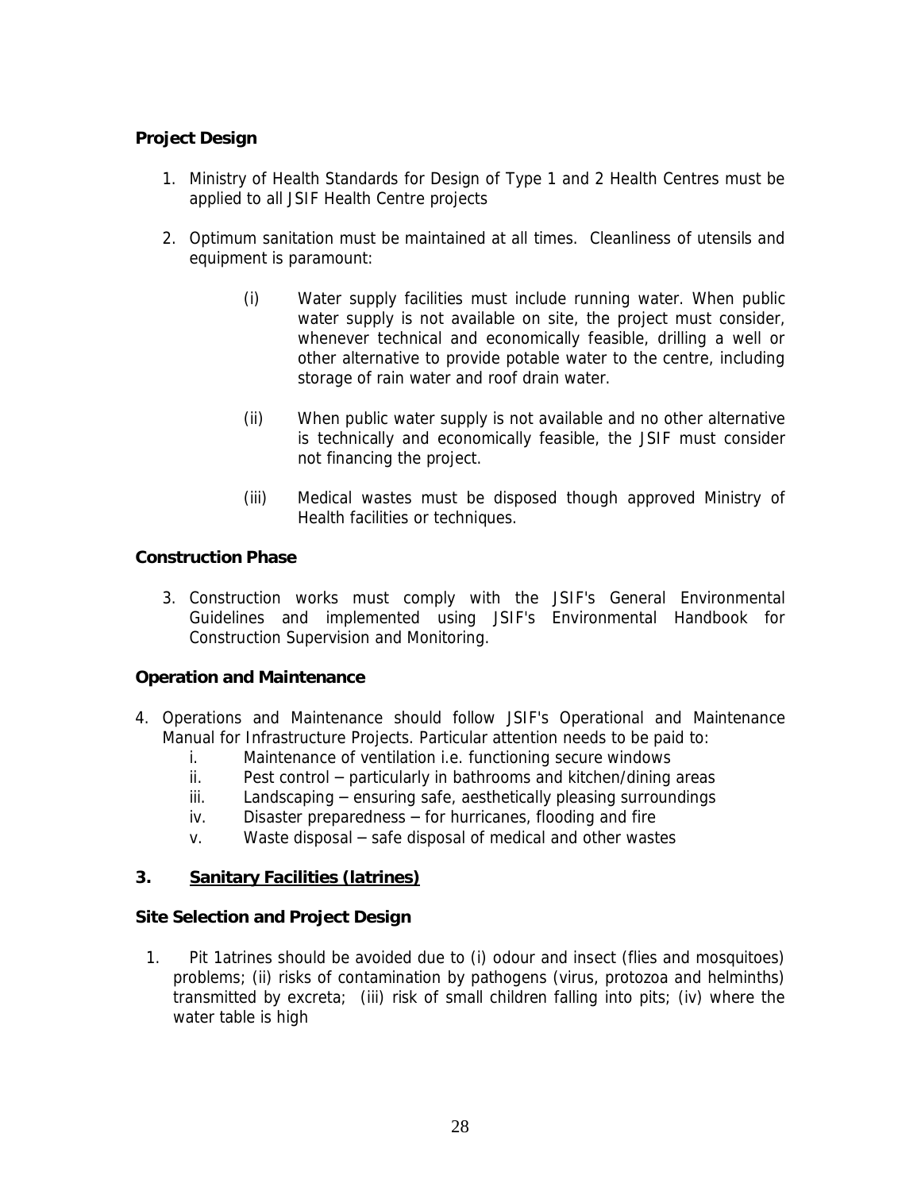**Project Design**

1. Ministry of Health Standards for Design of Type 1 and 2 Health Centres must be applied to all JSIF Health Centre projects

2. Optimum sanitation must be maintained at all times. Cleanliness of utensils and equipment is paramount:

   (i) Water supply facilities must include running water. When public water supply is not available on site, the project must consider, whenever technical and economically feasible, drilling a well or other alternative to provide potable water to the centre, including storage of rain water and roof drain water.

   (ii) When public water supply is not available and no other alternative is technically and economically feasible, the JSIF must consider not financing the project.

   (iii) Medical wastes must be disposed though approved Ministry of Health facilities or techniques.

**Construction Phase**

3. Construction works must comply with the JSIF's General Environmental Guidelines and implemented using JSIF's Environmental Handbook for Construction Supervision and Monitoring.

**Operation and Maintenance**

4. Operations and Maintenance should follow JSIF's Operational and Maintenance Manual for Infrastructure Projects. Particular attention needs to be paid to:
   i. Maintenance of ventilation i.e. functioning secure windows
   ii. Pest control – particularly in bathrooms and kitchen/dining areas
   iii. Landscaping – ensuring safe, aesthetically pleasing surroundings
   iv. Disaster preparedness – for hurricanes, flooding and fire
   v. Waste disposal – safe disposal of medical and other wastes

### 3. Sanitary Facilities (latrines)

**Site Selection and Project Design**

1. Pit 1atrines should be avoided due to (i) odour and insect (flies and mosquitoes) problems; (ii) risks of contamination by pathogens (virus, protozoa and helminths) transmitted by excreta; (iii) risk of small children falling into pits; (iv) where the water table is high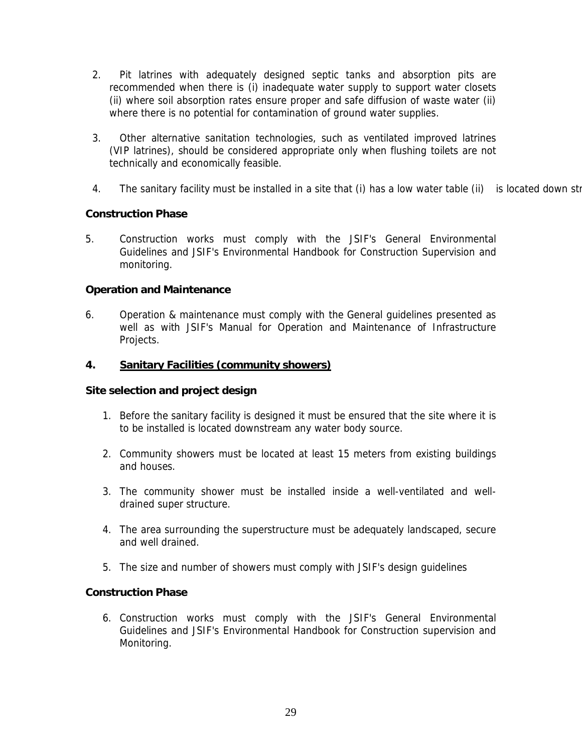2. Pit latrines with adequately designed septic tanks and absorption pits are recommended when there is (i) inadequate water supply to support water closets (ii) where soil absorption rates ensure proper and safe diffusion of waste water (ii) where there is no potential for contamination of ground water supplies.

3. Other alternative sanitation technologies, such as ventilated improved latrines (VIP latrines), should be considered appropriate only when flushing toilets are not technically and economically feasible.

4. The sanitary facility must be installed in a site that (i) has a low water table (ii) is located down str

**Construction Phase**

5. Construction works must comply with the JSIF's General Environmental Guidelines and JSIF's Environmental Handbook for Construction Supervision and monitoring.

**Operation and Maintenance**

6. Operation & maintenance must comply with the General guidelines presented as well as with JSIF's Manual for Operation and Maintenance of Infrastructure Projects.

## 4. Sanitary Facilities (community showers)

**Site selection and project design**

1. Before the sanitary facility is designed it must be ensured that the site where it is to be installed is located downstream any water body source.

2. Community showers must be located at least 15 meters from existing buildings and houses.

3. The community shower must be installed inside a well-ventilated and well-drained super structure.

4. The area surrounding the superstructure must be adequately landscaped, secure and well drained.

5. The size and number of showers must comply with JSIF's design guidelines

**Construction Phase**

6. Construction works must comply with the JSIF's General Environmental Guidelines and JSIF's Environmental Handbook for Construction supervision and Monitoring.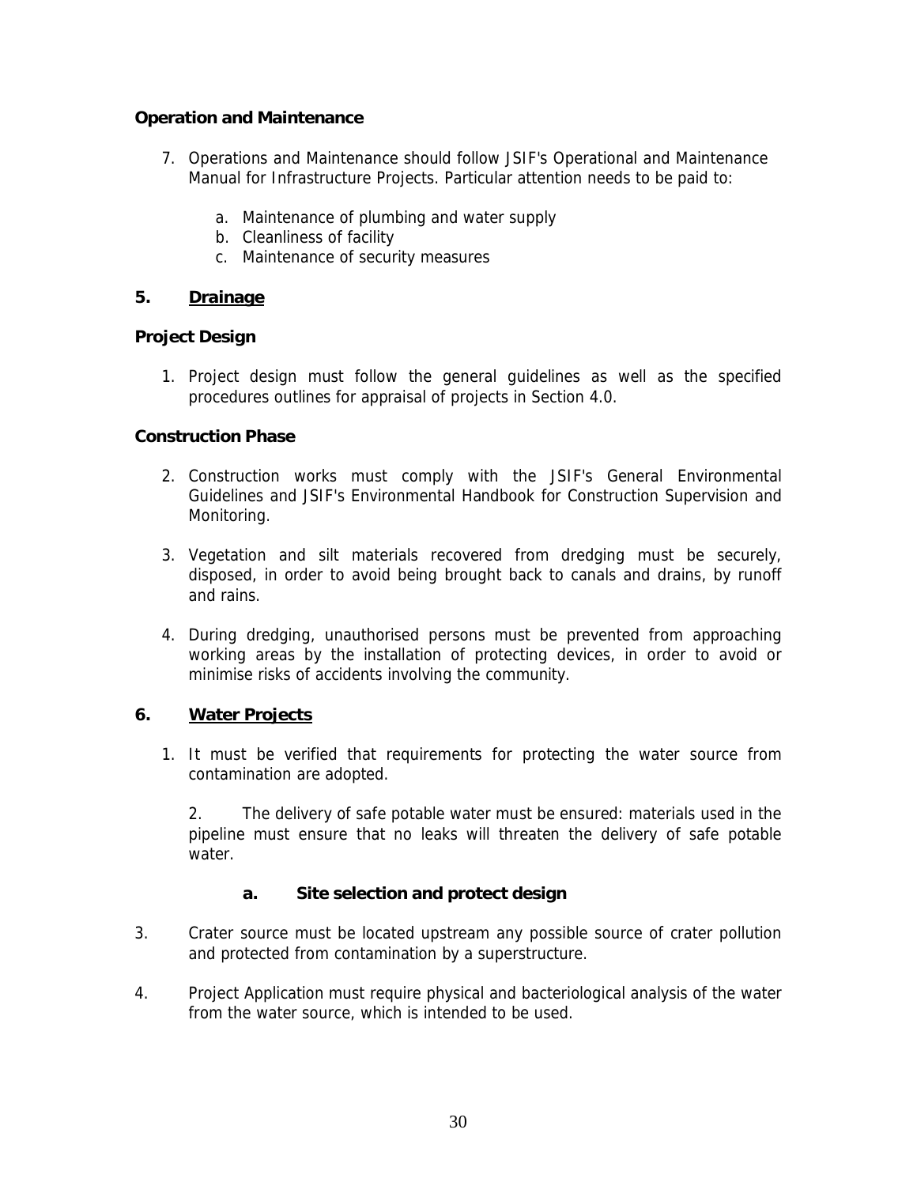**Operation and Maintenance**

7. Operations and Maintenance should follow JSIF's Operational and Maintenance Manual for Infrastructure Projects. Particular attention needs to be paid to:

    a. Maintenance of plumbing and water supply
    b. Cleanliness of facility
    c. Maintenance of security measures

## 5. <u>Drainage</u>

**Project Design**

1. Project design must follow the general guidelines as well as the specified procedures outlines for appraisal of projects in Section 4.0.

**Construction Phase**

2. Construction works must comply with the JSIF's General Environmental Guidelines and JSIF's Environmental Handbook for Construction Supervision and Monitoring.

3. Vegetation and silt materials recovered from dredging must be securely, disposed, in order to avoid being brought back to canals and drains, by runoff and rains.

4. During dredging, unauthorised persons must be prevented from approaching working areas by the installation of protecting devices, in order to avoid or minimise risks of accidents involving the community.

## 6. <u>Water Projects</u>

1. It must be verified that requirements for protecting the water source from contamination are adopted.

    2. The delivery of safe potable water must be ensured: materials used in the pipeline must ensure that no leaks will threaten the delivery of safe potable water.

**a. Site selection and protect design**

3. Crater source must be located upstream any possible source of crater pollution and protected from contamination by a superstructure.

4. Project Application must require physical and bacteriological analysis of the water from the water source, which is intended to be used.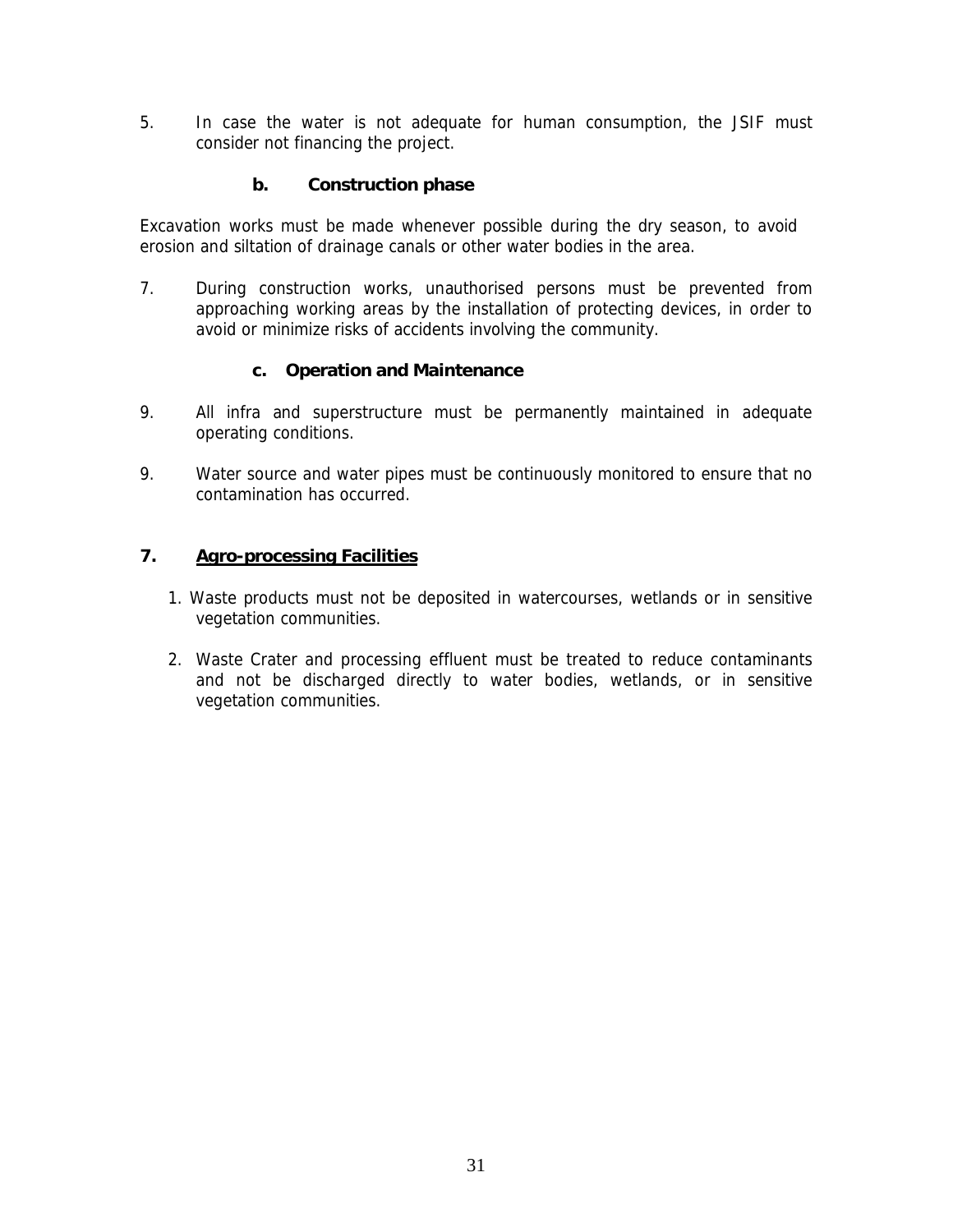5. In case the water is not adequate for human consumption, the JSIF must consider not financing the project.

### b. Construction phase

Excavation works must be made whenever possible during the dry season, to avoid erosion and siltation of drainage canals or other water bodies in the area.

7. During construction works, unauthorised persons must be prevented from approaching working areas by the installation of protecting devices, in order to avoid or minimize risks of accidents involving the community.

### c. Operation and Maintenance

9. All infra and superstructure must be permanently maintained in adequate operating conditions.

9. Water source and water pipes must be continuously monitored to ensure that no contamination has occurred.

## 7. Agro-processing Facilities

1. Waste products must not be deposited in watercourses, wetlands or in sensitive vegetation communities.

2. Waste Crater and processing effluent must be treated to reduce contaminants and not be discharged directly to water bodies, wetlands, or in sensitive vegetation communities.